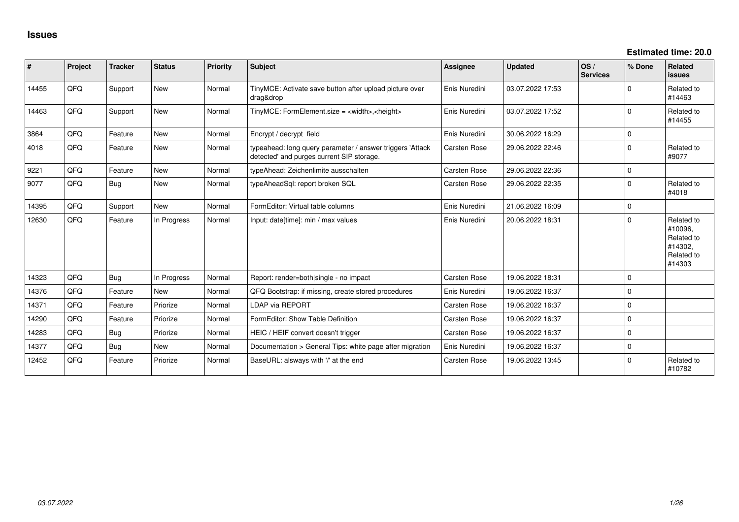# Issues

**Estimated time: 20.0**

| # | Project | Tracker | Status | Priority | Subject | Assignee | Updated | OS / Services | % Done | Related issues |
|---|---|---|---|---|---|---|---|---|---|---|
| 14455 | QFQ | Support | New | Normal | TinyMCE: Activate save button after upload picture over drag&drop | Enis Nuredini | 03.07.2022 17:53 | | 0 | Related to #14463 |
| 14463 | QFQ | Support | New | Normal | TinyMCE: FormElement.size = <width>,<height> | Enis Nuredini | 03.07.2022 17:52 | | 0 | Related to #14455 |
| 3864 | QFQ | Feature | New | Normal | Encrypt / decrypt field | Enis Nuredini | 30.06.2022 16:29 | | 0 | |
| 4018 | QFQ | Feature | New | Normal | typeahead: long query parameter / answer triggers 'Attack detected' and purges current SIP storage. | Carsten Rose | 29.06.2022 22:46 | | 0 | Related to #9077 |
| 9221 | QFQ | Feature | New | Normal | typeAhead: Zeichenlimite ausschalten | Carsten Rose | 29.06.2022 22:36 | | 0 | |
| 9077 | QFQ | Bug | New | Normal | typeAheadSql: report broken SQL | Carsten Rose | 29.06.2022 22:35 | | 0 | Related to #4018 |
| 14395 | QFQ | Support | New | Normal | FormEditor: Virtual table columns | Enis Nuredini | 21.06.2022 16:09 | | 0 | |
| 12630 | QFQ | Feature | In Progress | Normal | Input: date[time]: min / max values | Enis Nuredini | 20.06.2022 18:31 | | 0 | Related to #10096, Related to #14302, Related to #14303 |
| 14323 | QFQ | Bug | In Progress | Normal | Report: render=both\|single - no impact | Carsten Rose | 19.06.2022 18:31 | | 0 | |
| 14376 | QFQ | Feature | New | Normal | QFQ Bootstrap: if missing, create stored procedures | Enis Nuredini | 19.06.2022 16:37 | | 0 | |
| 14371 | QFQ | Feature | Priorize | Normal | LDAP via REPORT | Carsten Rose | 19.06.2022 16:37 | | 0 | |
| 14290 | QFQ | Feature | Priorize | Normal | FormEditor: Show Table Definition | Carsten Rose | 19.06.2022 16:37 | | 0 | |
| 14283 | QFQ | Bug | Priorize | Normal | HEIC / HEIF convert doesn't trigger | Carsten Rose | 19.06.2022 16:37 | | 0 | |
| 14377 | QFQ | Bug | New | Normal | Documentation > General Tips: white page after migration | Enis Nuredini | 19.06.2022 16:37 | | 0 | |
| 12452 | QFQ | Feature | Priorize | Normal | BaseURL: alsways with '/' at the end | Carsten Rose | 19.06.2022 13:45 | | 0 | Related to #10782 |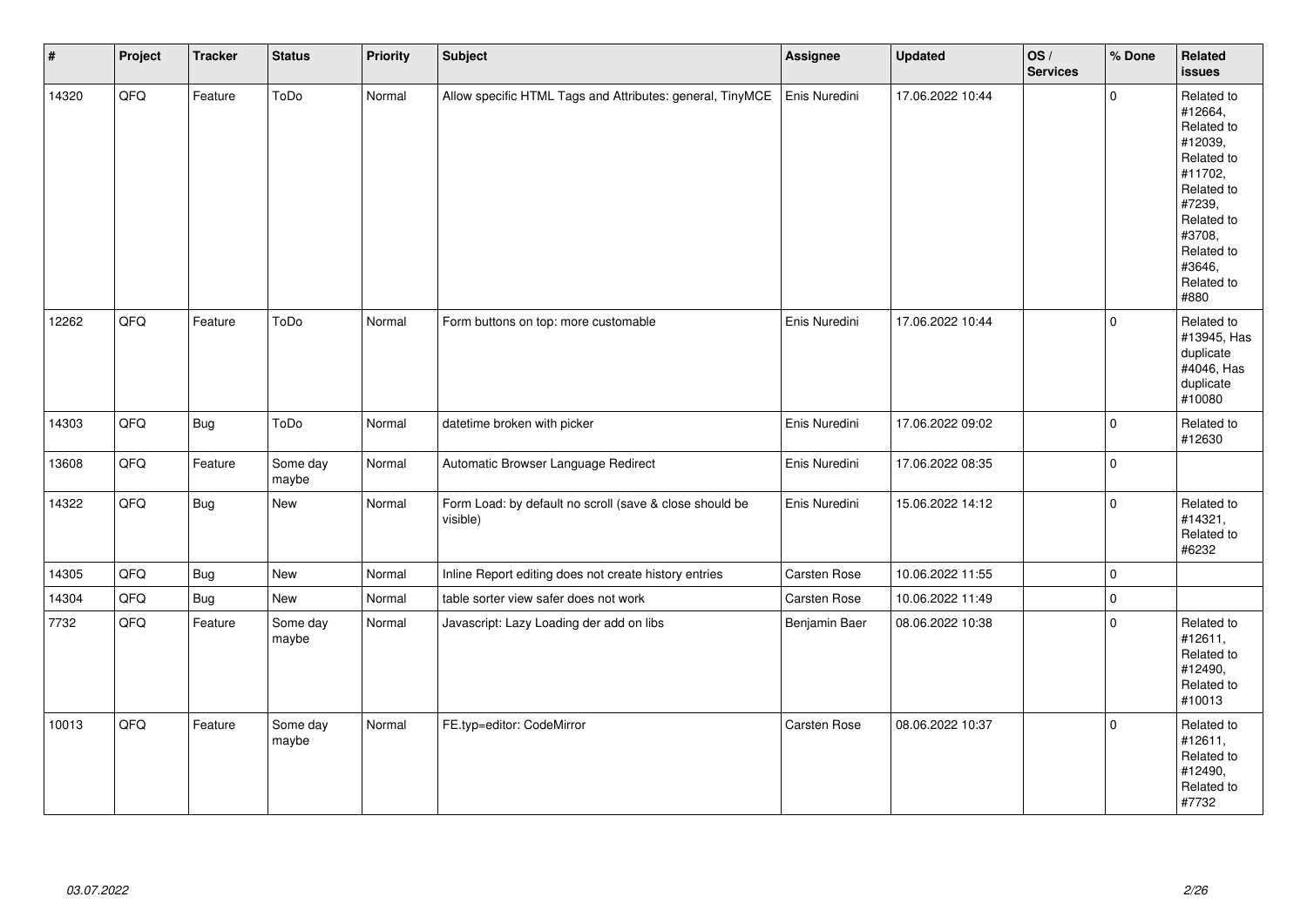| # | Project | Tracker | Status | Priority | Subject | Assignee | Updated | OS / Services | % Done | Related issues |
|---|---|---|---|---|---|---|---|---|---|---|
| 14320 | QFQ | Feature | ToDo | Normal | Allow specific HTML Tags and Attributes: general, TinyMCE | Enis Nuredini | 17.06.2022 10:44 | | 0 | Related to #12664, Related to #12039, Related to #11702, Related to #7239, Related to #3708, Related to #3646, Related to #880 |
| 12262 | QFQ | Feature | ToDo | Normal | Form buttons on top: more customable | Enis Nuredini | 17.06.2022 10:44 | | 0 | Related to #13945, Has duplicate #4046, Has duplicate #10080 |
| 14303 | QFQ | Bug | ToDo | Normal | datetime broken with picker | Enis Nuredini | 17.06.2022 09:02 | | 0 | Related to #12630 |
| 13608 | QFQ | Feature | Some day maybe | Normal | Automatic Browser Language Redirect | Enis Nuredini | 17.06.2022 08:35 | | 0 | |
| 14322 | QFQ | Bug | New | Normal | Form Load: by default no scroll (save & close should be visible) | Enis Nuredini | 15.06.2022 14:12 | | 0 | Related to #14321, Related to #6232 |
| 14305 | QFQ | Bug | New | Normal | Inline Report editing does not create history entries | Carsten Rose | 10.06.2022 11:55 | | 0 | |
| 14304 | QFQ | Bug | New | Normal | table sorter view safer does not work | Carsten Rose | 10.06.2022 11:49 | | 0 | |
| 7732 | QFQ | Feature | Some day maybe | Normal | Javascript: Lazy Loading der add on libs | Benjamin Baer | 08.06.2022 10:38 | | 0 | Related to #12611, Related to #12490, Related to #10013 |
| 10013 | QFQ | Feature | Some day maybe | Normal | FE.typ=editor: CodeMirror | Carsten Rose | 08.06.2022 10:37 | | 0 | Related to #12611, Related to #12490, Related to #7732 |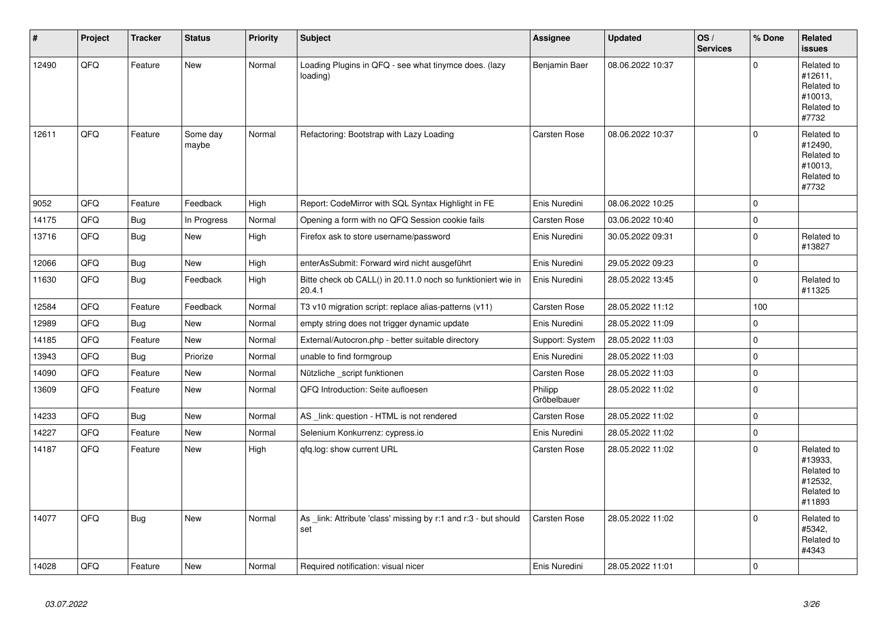| # | Project | Tracker | Status | Priority | Subject | Assignee | Updated | OS / Services | % Done | Related issues |
|---|---|---|---|---|---|---|---|---|---|---|
| 12490 | QFQ | Feature | New | Normal | Loading Plugins in QFQ - see what tinymce does. (lazy loading) | Benjamin Baer | 08.06.2022 10:37 | | 0 | Related to #12611, Related to #10013, Related to #7732 |
| 12611 | QFQ | Feature | Some day maybe | Normal | Refactoring: Bootstrap with Lazy Loading | Carsten Rose | 08.06.2022 10:37 | | 0 | Related to #12490, Related to #10013, Related to #7732 |
| 9052 | QFQ | Feature | Feedback | High | Report: CodeMirror with SQL Syntax Highlight in FE | Enis Nuredini | 08.06.2022 10:25 | | 0 | |
| 14175 | QFQ | Bug | In Progress | Normal | Opening a form with no QFQ Session cookie fails | Carsten Rose | 03.06.2022 10:40 | | 0 | |
| 13716 | QFQ | Bug | New | High | Firefox ask to store username/password | Enis Nuredini | 30.05.2022 09:31 | | 0 | Related to #13827 |
| 12066 | QFQ | Bug | New | High | enterAsSubmit: Forward wird nicht ausgeführt | Enis Nuredini | 29.05.2022 09:23 | | 0 | |
| 11630 | QFQ | Bug | Feedback | High | Bitte check ob CALL() in 20.11.0 noch so funktioniert wie in 20.4.1 | Enis Nuredini | 28.05.2022 13:45 | | 0 | Related to #11325 |
| 12584 | QFQ | Feature | Feedback | Normal | T3 v10 migration script: replace alias-patterns (v11) | Carsten Rose | 28.05.2022 11:12 | | 100 | |
| 12989 | QFQ | Bug | New | Normal | empty string does not trigger dynamic update | Enis Nuredini | 28.05.2022 11:09 | | 0 | |
| 14185 | QFQ | Feature | New | Normal | External/Autocron.php - better suitable directory | Support: System | 28.05.2022 11:03 | | 0 | |
| 13943 | QFQ | Bug | Priorize | Normal | unable to find formgroup | Enis Nuredini | 28.05.2022 11:03 | | 0 | |
| 14090 | QFQ | Feature | New | Normal | Nützliche _script funktionen | Carsten Rose | 28.05.2022 11:03 | | 0 | |
| 13609 | QFQ | Feature | New | Normal | QFQ Introduction: Seite aufloesen | Philipp Gröbelbauer | 28.05.2022 11:02 | | 0 | |
| 14233 | QFQ | Bug | New | Normal | AS _link: question - HTML is not rendered | Carsten Rose | 28.05.2022 11:02 | | 0 | |
| 14227 | QFQ | Feature | New | Normal | Selenium Konkurrenz: cypress.io | Enis Nuredini | 28.05.2022 11:02 | | 0 | |
| 14187 | QFQ | Feature | New | High | qfq.log: show current URL | Carsten Rose | 28.05.2022 11:02 | | 0 | Related to #13933, Related to #12532, Related to #11893 |
| 14077 | QFQ | Bug | New | Normal | As _link: Attribute 'class' missing by r:1 and r:3 - but should set | Carsten Rose | 28.05.2022 11:02 | | 0 | Related to #5342, Related to #4343 |
| 14028 | QFQ | Feature | New | Normal | Required notification: visual nicer | Enis Nuredini | 28.05.2022 11:01 | | 0 | |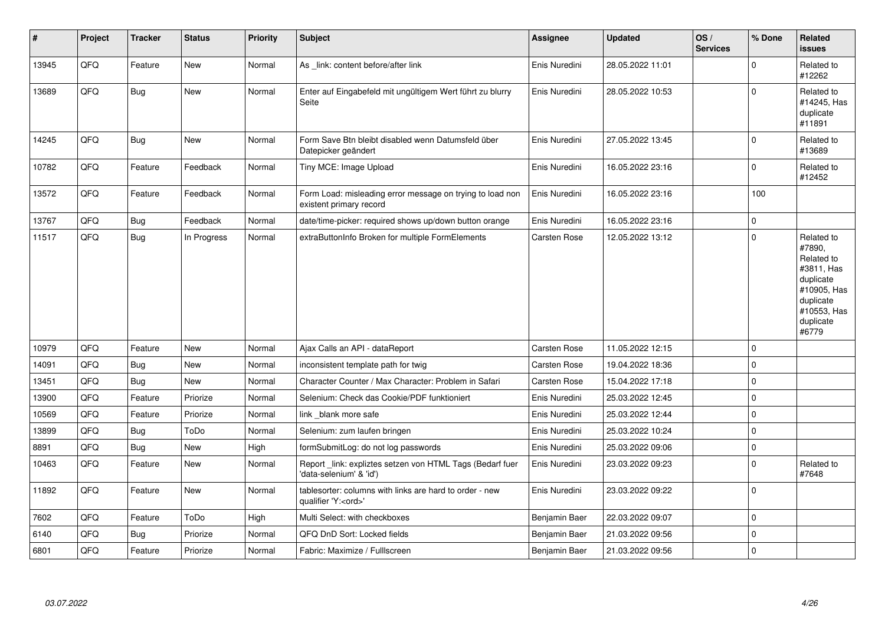| # | Project | Tracker | Status | Priority | Subject | Assignee | Updated | OS / Services | % Done | Related issues |
|---|---|---|---|---|---|---|---|---|---|---|
| 13945 | QFQ | Feature | New | Normal | As _link: content before/after link | Enis Nuredini | 28.05.2022 11:01 | | 0 | Related to #12262 |
| 13689 | QFQ | Bug | New | Normal | Enter auf Eingabefeld mit ungültigem Wert führt zu blurry Seite | Enis Nuredini | 28.05.2022 10:53 | | 0 | Related to #14245, Has duplicate #11891 |
| 14245 | QFQ | Bug | New | Normal | Form Save Btn bleibt disabled wenn Datumsfeld über Datepicker geändert | Enis Nuredini | 27.05.2022 13:45 | | 0 | Related to #13689 |
| 10782 | QFQ | Feature | Feedback | Normal | Tiny MCE: Image Upload | Enis Nuredini | 16.05.2022 23:16 | | 0 | Related to #12452 |
| 13572 | QFQ | Feature | Feedback | Normal | Form Load: misleading error message on trying to load non existent primary record | Enis Nuredini | 16.05.2022 23:16 | | 100 | |
| 13767 | QFQ | Bug | Feedback | Normal | date/time-picker: required shows up/down button orange | Enis Nuredini | 16.05.2022 23:16 | | 0 | |
| 11517 | QFQ | Bug | In Progress | Normal | extraButtonInfo Broken for multiple FormElements | Carsten Rose | 12.05.2022 13:12 | | 0 | Related to #7890, Related to #3811, Has duplicate #10905, Has duplicate #10553, Has duplicate #6779 |
| 10979 | QFQ | Feature | New | Normal | Ajax Calls an API - dataReport | Carsten Rose | 11.05.2022 12:15 | | 0 | |
| 14091 | QFQ | Bug | New | Normal | inconsistent template path for twig | Carsten Rose | 19.04.2022 18:36 | | 0 | |
| 13451 | QFQ | Bug | New | Normal | Character Counter / Max Character: Problem in Safari | Carsten Rose | 15.04.2022 17:18 | | 0 | |
| 13900 | QFQ | Feature | Priorize | Normal | Selenium: Check das Cookie/PDF funktioniert | Enis Nuredini | 25.03.2022 12:45 | | 0 | |
| 10569 | QFQ | Feature | Priorize | Normal | link _blank more safe | Enis Nuredini | 25.03.2022 12:44 | | 0 | |
| 13899 | QFQ | Bug | ToDo | Normal | Selenium: zum laufen bringen | Enis Nuredini | 25.03.2022 10:24 | | 0 | |
| 8891 | QFQ | Bug | New | High | formSubmitLog: do not log passwords | Enis Nuredini | 25.03.2022 09:06 | | 0 | |
| 10463 | QFQ | Feature | New | Normal | Report _link: expliztes setzen von HTML Tags (Bedarf fuer 'data-selenium' & 'id') | Enis Nuredini | 23.03.2022 09:23 | | 0 | Related to #7648 |
| 11892 | QFQ | Feature | New | Normal | tablesorter: columns with links are hard to order - new qualifier 'Y:<ord>' | Enis Nuredini | 23.03.2022 09:22 | | 0 | |
| 7602 | QFQ | Feature | ToDo | High | Multi Select: with checkboxes | Benjamin Baer | 22.03.2022 09:07 | | 0 | |
| 6140 | QFQ | Bug | Priorize | Normal | QFQ DnD Sort: Locked fields | Benjamin Baer | 21.03.2022 09:56 | | 0 | |
| 6801 | QFQ | Feature | Priorize | Normal | Fabric: Maximize / FullIscreen | Benjamin Baer | 21.03.2022 09:56 | | 0 | |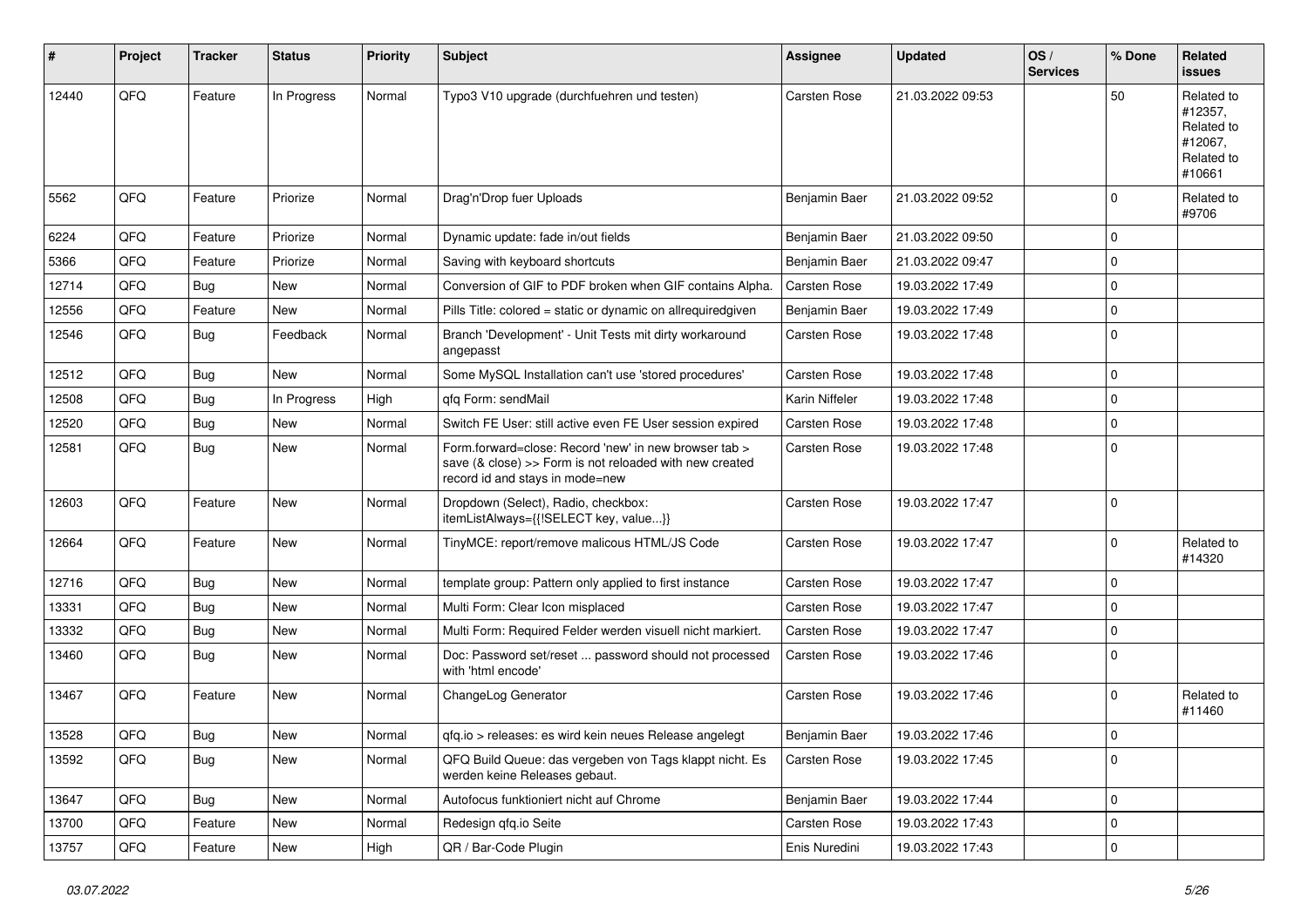| # | Project | Tracker | Status | Priority | Subject | Assignee | Updated | OS / Services | % Done | Related issues |
|---|---|---|---|---|---|---|---|---|---|---|
| 12440 | QFQ | Feature | In Progress | Normal | Typo3 V10 upgrade (durchfuehren und testen) | Carsten Rose | 21.03.2022 09:53 | | 50 | Related to #12357, Related to #12067, Related to #10661 |
| 5562 | QFQ | Feature | Priorize | Normal | Drag'n'Drop fuer Uploads | Benjamin Baer | 21.03.2022 09:52 | | 0 | Related to #9706 |
| 6224 | QFQ | Feature | Priorize | Normal | Dynamic update: fade in/out fields | Benjamin Baer | 21.03.2022 09:50 | | 0 | |
| 5366 | QFQ | Feature | Priorize | Normal | Saving with keyboard shortcuts | Benjamin Baer | 21.03.2022 09:47 | | 0 | |
| 12714 | QFQ | Bug | New | Normal | Conversion of GIF to PDF broken when GIF contains Alpha. | Carsten Rose | 19.03.2022 17:49 | | 0 | |
| 12556 | QFQ | Feature | New | Normal | Pills Title: colored = static or dynamic on allrequiredgiven | Benjamin Baer | 19.03.2022 17:49 | | 0 | |
| 12546 | QFQ | Bug | Feedback | Normal | Branch 'Development' - Unit Tests mit dirty workaround angepasst | Carsten Rose | 19.03.2022 17:48 | | 0 | |
| 12512 | QFQ | Bug | New | Normal | Some MySQL Installation can't use 'stored procedures' | Carsten Rose | 19.03.2022 17:48 | | 0 | |
| 12508 | QFQ | Bug | In Progress | High | qfq Form: sendMail | Karin Niffeler | 19.03.2022 17:48 | | 0 | |
| 12520 | QFQ | Bug | New | Normal | Switch FE User: still active even FE User session expired | Carsten Rose | 19.03.2022 17:48 | | 0 | |
| 12581 | QFQ | Bug | New | Normal | Form.forward=close: Record 'new' in new browser tab > save (& close) >> Form is not reloaded with new created record id and stays in mode=new | Carsten Rose | 19.03.2022 17:48 | | 0 | |
| 12603 | QFQ | Feature | New | Normal | Dropdown (Select), Radio, checkbox: itemListAlways={{!SELECT key, value...}} | Carsten Rose | 19.03.2022 17:47 | | 0 | |
| 12664 | QFQ | Feature | New | Normal | TinyMCE: report/remove malicous HTML/JS Code | Carsten Rose | 19.03.2022 17:47 | | 0 | Related to #14320 |
| 12716 | QFQ | Bug | New | Normal | template group: Pattern only applied to first instance | Carsten Rose | 19.03.2022 17:47 | | 0 | |
| 13331 | QFQ | Bug | New | Normal | Multi Form: Clear Icon misplaced | Carsten Rose | 19.03.2022 17:47 | | 0 | |
| 13332 | QFQ | Bug | New | Normal | Multi Form: Required Felder werden visuell nicht markiert. | Carsten Rose | 19.03.2022 17:47 | | 0 | |
| 13460 | QFQ | Bug | New | Normal | Doc: Password set/reset ... password should not processed with 'html encode' | Carsten Rose | 19.03.2022 17:46 | | 0 | |
| 13467 | QFQ | Feature | New | Normal | ChangeLog Generator | Carsten Rose | 19.03.2022 17:46 | | 0 | Related to #11460 |
| 13528 | QFQ | Bug | New | Normal | qfq.io > releases: es wird kein neues Release angelegt | Benjamin Baer | 19.03.2022 17:46 | | 0 | |
| 13592 | QFQ | Bug | New | Normal | QFQ Build Queue: das vergeben von Tags klappt nicht. Es werden keine Releases gebaut. | Carsten Rose | 19.03.2022 17:45 | | 0 | |
| 13647 | QFQ | Bug | New | Normal | Autofocus funktioniert nicht auf Chrome | Benjamin Baer | 19.03.2022 17:44 | | 0 | |
| 13700 | QFQ | Feature | New | Normal | Redesign qfq.io Seite | Carsten Rose | 19.03.2022 17:43 | | 0 | |
| 13757 | QFQ | Feature | New | High | QR / Bar-Code Plugin | Enis Nuredini | 19.03.2022 17:43 | | 0 | |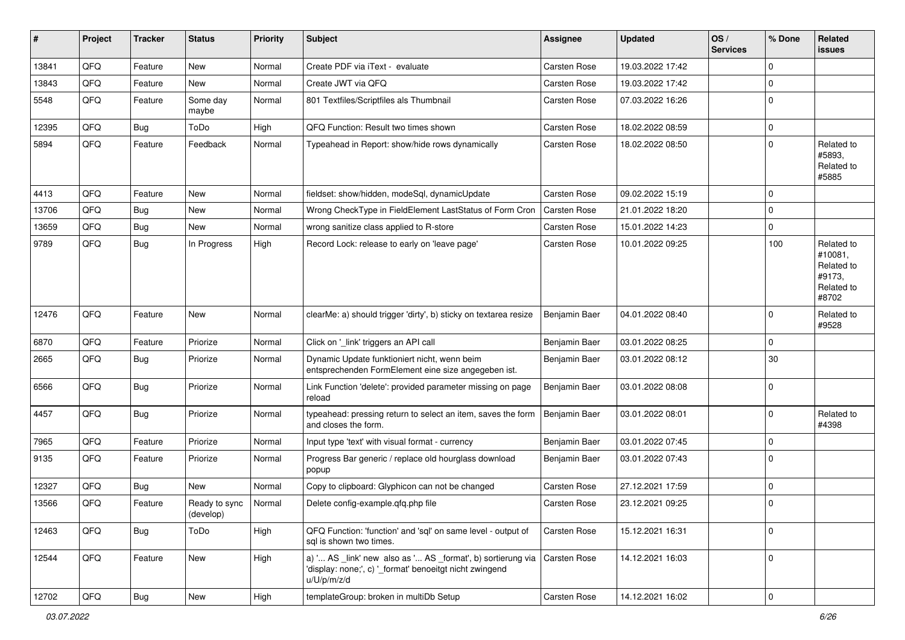| # | Project | Tracker | Status | Priority | Subject | Assignee | Updated | OS / Services | % Done | Related issues |
|---|---|---|---|---|---|---|---|---|---|---|
| 13841 | QFQ | Feature | New | Normal | Create PDF via iText - evaluate | Carsten Rose | 19.03.2022 17:42 | | 0 | |
| 13843 | QFQ | Feature | New | Normal | Create JWT via QFQ | Carsten Rose | 19.03.2022 17:42 | | 0 | |
| 5548 | QFQ | Feature | Some day maybe | Normal | 801 Textfiles/Scriptfiles als Thumbnail | Carsten Rose | 07.03.2022 16:26 | | 0 | |
| 12395 | QFQ | Bug | ToDo | High | QFQ Function: Result two times shown | Carsten Rose | 18.02.2022 08:59 | | 0 | |
| 5894 | QFQ | Feature | Feedback | Normal | Typeahead in Report: show/hide rows dynamically | Carsten Rose | 18.02.2022 08:50 | | 0 | Related to #5893, Related to #5885 |
| 4413 | QFQ | Feature | New | Normal | fieldset: show/hidden, modeSql, dynamicUpdate | Carsten Rose | 09.02.2022 15:19 | | 0 | |
| 13706 | QFQ | Bug | New | Normal | Wrong CheckType in FieldElement LastStatus of Form Cron | Carsten Rose | 21.01.2022 18:20 | | 0 | |
| 13659 | QFQ | Bug | New | Normal | wrong sanitize class applied to R-store | Carsten Rose | 15.01.2022 14:23 | | 0 | |
| 9789 | QFQ | Bug | In Progress | High | Record Lock: release to early on 'leave page' | Carsten Rose | 10.01.2022 09:25 | | 100 | Related to #10081, Related to #9173, Related to #8702 |
| 12476 | QFQ | Feature | New | Normal | clearMe: a) should trigger 'dirty', b) sticky on textarea resize | Benjamin Baer | 04.01.2022 08:40 | | 0 | Related to #9528 |
| 6870 | QFQ | Feature | Priorize | Normal | Click on '_link' triggers an API call | Benjamin Baer | 03.01.2022 08:25 | | 0 | |
| 2665 | QFQ | Bug | Priorize | Normal | Dynamic Update funktioniert nicht, wenn beim entsprechenden FormElement eine size angegeben ist. | Benjamin Baer | 03.01.2022 08:12 | | 30 | |
| 6566 | QFQ | Bug | Priorize | Normal | Link Function 'delete': provided parameter missing on page reload | Benjamin Baer | 03.01.2022 08:08 | | 0 | |
| 4457 | QFQ | Bug | Priorize | Normal | typeahead: pressing return to select an item, saves the form and closes the form. | Benjamin Baer | 03.01.2022 08:01 | | 0 | Related to #4398 |
| 7965 | QFQ | Feature | Priorize | Normal | Input type 'text' with visual format - currency | Benjamin Baer | 03.01.2022 07:45 | | 0 | |
| 9135 | QFQ | Feature | Priorize | Normal | Progress Bar generic / replace old hourglass download popup | Benjamin Baer | 03.01.2022 07:43 | | 0 | |
| 12327 | QFQ | Bug | New | Normal | Copy to clipboard: Glyphicon can not be changed | Carsten Rose | 27.12.2021 17:59 | | 0 | |
| 13566 | QFQ | Feature | Ready to sync (develop) | Normal | Delete config-example.qfq.php file | Carsten Rose | 23.12.2021 09:25 | | 0 | |
| 12463 | QFQ | Bug | ToDo | High | QFQ Function: 'function' and 'sql' on same level - output of sql is shown two times. | Carsten Rose | 15.12.2021 16:31 | | 0 | |
| 12544 | QFQ | Feature | New | High | a) '... AS _link' new also as '... AS _format', b) sortierung via 'display: none;', c) '_format' benoeitgt nicht zwingend u/U/p/m/z/d | Carsten Rose | 14.12.2021 16:03 | | 0 | |
| 12702 | QFQ | Bug | New | High | templateGroup: broken in multiDb Setup | Carsten Rose | 14.12.2021 16:02 | | 0 | |

*03.07.2022*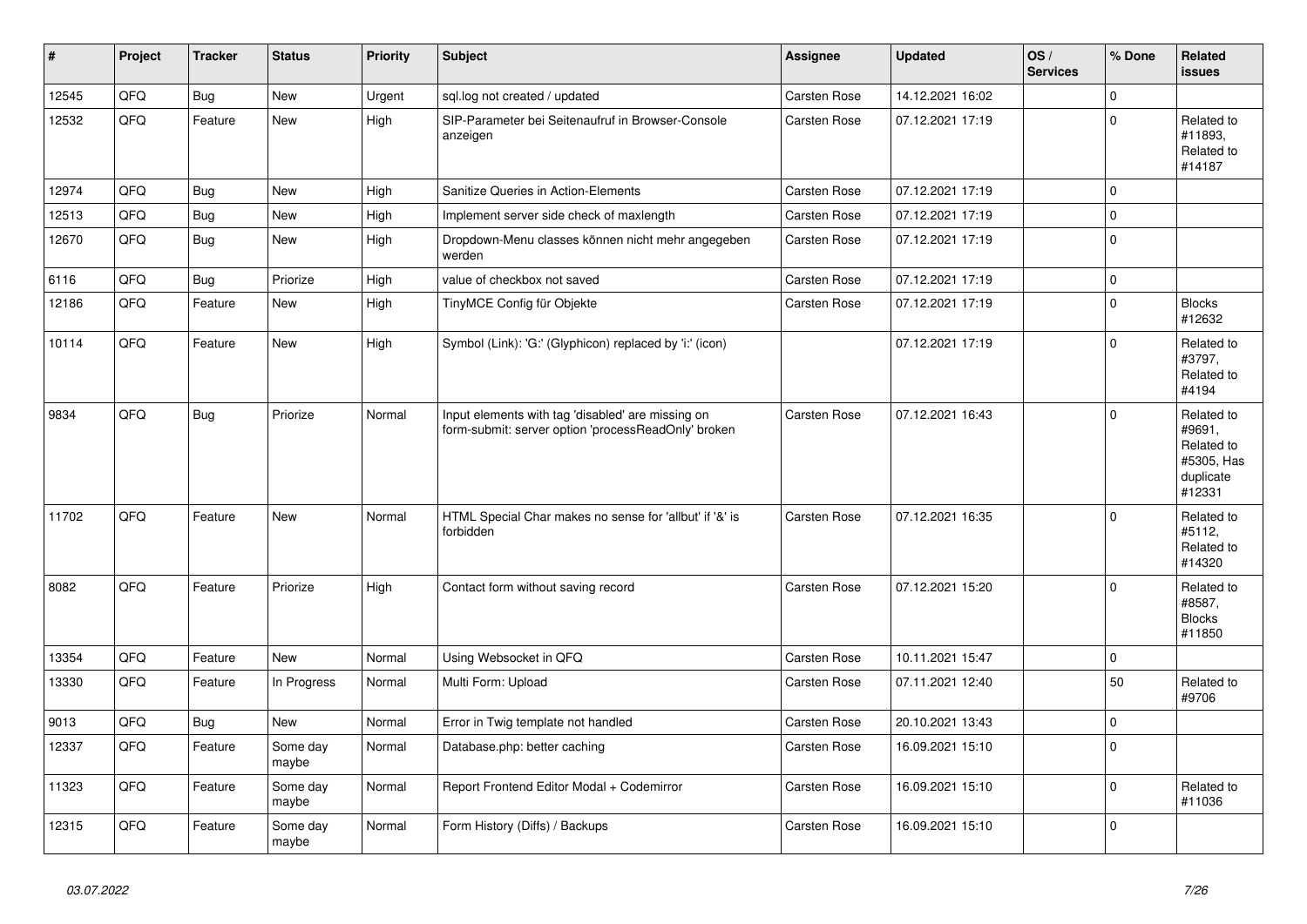| # | Project | Tracker | Status | Priority | Subject | Assignee | Updated | OS / Services | % Done | Related issues |
|---|---|---|---|---|---|---|---|---|---|---|
| 12545 | QFQ | Bug | New | Urgent | sql.log not created / updated | Carsten Rose | 14.12.2021 16:02 | | 0 | |
| 12532 | QFQ | Feature | New | High | SIP-Parameter bei Seitenaufruf in Browser-Console anzeigen | Carsten Rose | 07.12.2021 17:19 | | 0 | Related to #11893, Related to #14187 |
| 12974 | QFQ | Bug | New | High | Sanitize Queries in Action-Elements | Carsten Rose | 07.12.2021 17:19 | | 0 | |
| 12513 | QFQ | Bug | New | High | Implement server side check of maxlength | Carsten Rose | 07.12.2021 17:19 | | 0 | |
| 12670 | QFQ | Bug | New | High | Dropdown-Menu classes können nicht mehr angegeben werden | Carsten Rose | 07.12.2021 17:19 | | 0 | |
| 6116 | QFQ | Bug | Priorize | High | value of checkbox not saved | Carsten Rose | 07.12.2021 17:19 | | 0 | |
| 12186 | QFQ | Feature | New | High | TinyMCE Config für Objekte | Carsten Rose | 07.12.2021 17:19 | | 0 | Blocks #12632 |
| 10114 | QFQ | Feature | New | High | Symbol (Link): 'G:' (Glyphicon) replaced by 'i:' (icon) | | 07.12.2021 17:19 | | 0 | Related to #3797, Related to #4194 |
| 9834 | QFQ | Bug | Priorize | Normal | Input elements with tag 'disabled' are missing on form-submit: server option 'processReadOnly' broken | Carsten Rose | 07.12.2021 16:43 | | 0 | Related to #9691, Related to #5305, Has duplicate #12331 |
| 11702 | QFQ | Feature | New | Normal | HTML Special Char makes no sense for 'allbut' if '&' is forbidden | Carsten Rose | 07.12.2021 16:35 | | 0 | Related to #5112, Related to #14320 |
| 8082 | QFQ | Feature | Priorize | High | Contact form without saving record | Carsten Rose | 07.12.2021 15:20 | | 0 | Related to #8587, Blocks #11850 |
| 13354 | QFQ | Feature | New | Normal | Using Websocket in QFQ | Carsten Rose | 10.11.2021 15:47 | | 0 | |
| 13330 | QFQ | Feature | In Progress | Normal | Multi Form: Upload | Carsten Rose | 07.11.2021 12:40 | | 50 | Related to #9706 |
| 9013 | QFQ | Bug | New | Normal | Error in Twig template not handled | Carsten Rose | 20.10.2021 13:43 | | 0 | |
| 12337 | QFQ | Feature | Some day maybe | Normal | Database.php: better caching | Carsten Rose | 16.09.2021 15:10 | | 0 | |
| 11323 | QFQ | Feature | Some day maybe | Normal | Report Frontend Editor Modal + Codemirror | Carsten Rose | 16.09.2021 15:10 | | 0 | Related to #11036 |
| 12315 | QFQ | Feature | Some day maybe | Normal | Form History (Diffs) / Backups | Carsten Rose | 16.09.2021 15:10 | | 0 | |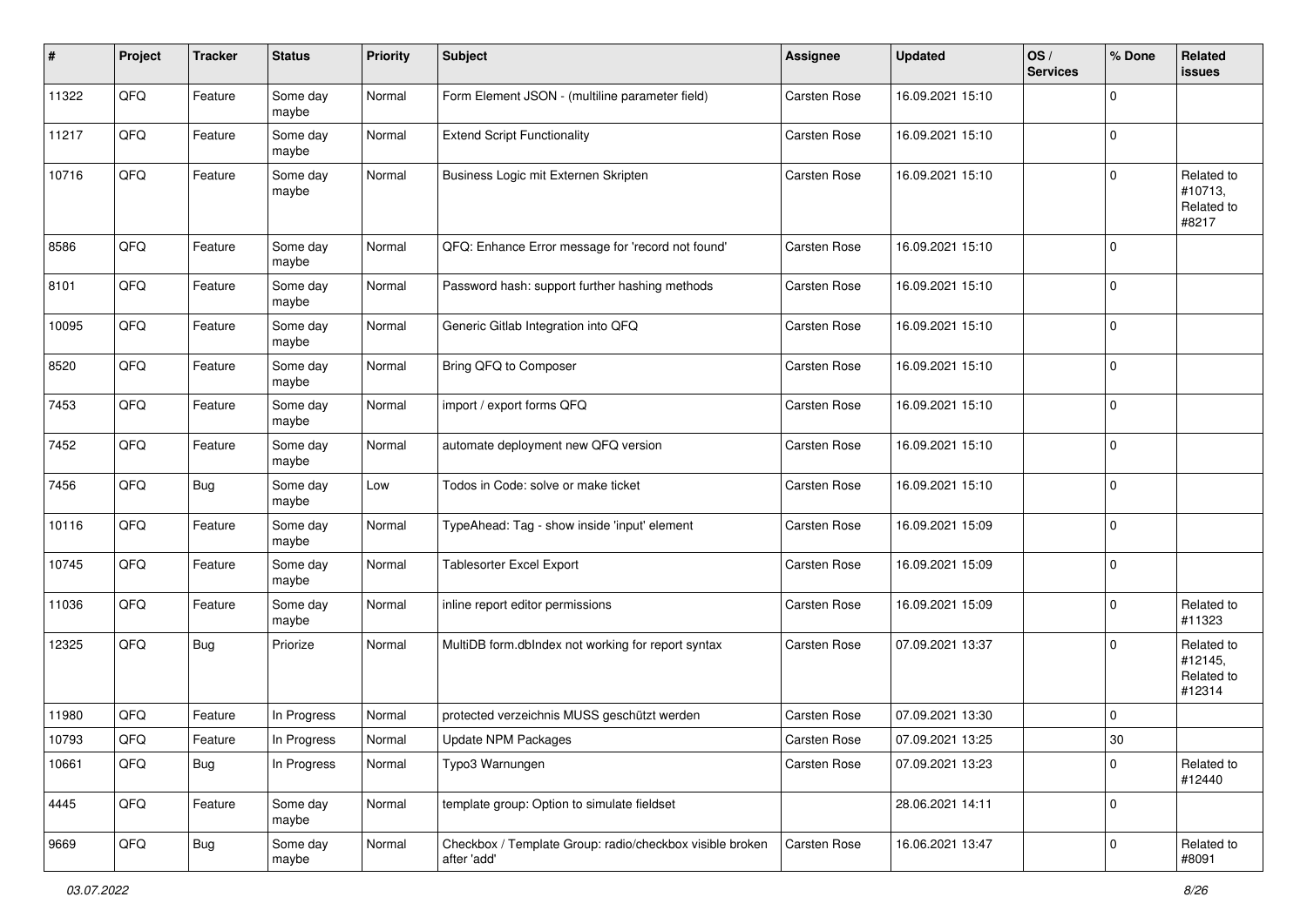| # | Project | Tracker | Status | Priority | Subject | Assignee | Updated | OS / Services | % Done | Related issues |
|---|---|---|---|---|---|---|---|---|---|---|
| 11322 | QFQ | Feature | Some day maybe | Normal | Form Element JSON - (multiline parameter field) | Carsten Rose | 16.09.2021 15:10 | | 0 | |
| 11217 | QFQ | Feature | Some day maybe | Normal | Extend Script Functionality | Carsten Rose | 16.09.2021 15:10 | | 0 | |
| 10716 | QFQ | Feature | Some day maybe | Normal | Business Logic mit Externen Skripten | Carsten Rose | 16.09.2021 15:10 | | 0 | Related to #10713, Related to #8217 |
| 8586 | QFQ | Feature | Some day maybe | Normal | QFQ: Enhance Error message for 'record not found' | Carsten Rose | 16.09.2021 15:10 | | 0 | |
| 8101 | QFQ | Feature | Some day maybe | Normal | Password hash: support further hashing methods | Carsten Rose | 16.09.2021 15:10 | | 0 | |
| 10095 | QFQ | Feature | Some day maybe | Normal | Generic Gitlab Integration into QFQ | Carsten Rose | 16.09.2021 15:10 | | 0 | |
| 8520 | QFQ | Feature | Some day maybe | Normal | Bring QFQ to Composer | Carsten Rose | 16.09.2021 15:10 | | 0 | |
| 7453 | QFQ | Feature | Some day maybe | Normal | import / export forms QFQ | Carsten Rose | 16.09.2021 15:10 | | 0 | |
| 7452 | QFQ | Feature | Some day maybe | Normal | automate deployment new QFQ version | Carsten Rose | 16.09.2021 15:10 | | 0 | |
| 7456 | QFQ | Bug | Some day maybe | Low | Todos in Code: solve or make ticket | Carsten Rose | 16.09.2021 15:10 | | 0 | |
| 10116 | QFQ | Feature | Some day maybe | Normal | TypeAhead: Tag - show inside 'input' element | Carsten Rose | 16.09.2021 15:09 | | 0 | |
| 10745 | QFQ | Feature | Some day maybe | Normal | Tablesorter Excel Export | Carsten Rose | 16.09.2021 15:09 | | 0 | |
| 11036 | QFQ | Feature | Some day maybe | Normal | inline report editor permissions | Carsten Rose | 16.09.2021 15:09 | | 0 | Related to #11323 |
| 12325 | QFQ | Bug | Priorize | Normal | MultiDB form.dbIndex not working for report syntax | Carsten Rose | 07.09.2021 13:37 | | 0 | Related to #12145, Related to #12314 |
| 11980 | QFQ | Feature | In Progress | Normal | protected verzeichnis MUSS geschützt werden | Carsten Rose | 07.09.2021 13:30 | | 0 | |
| 10793 | QFQ | Feature | In Progress | Normal | Update NPM Packages | Carsten Rose | 07.09.2021 13:25 | | 30 | |
| 10661 | QFQ | Bug | In Progress | Normal | Typo3 Warnungen | Carsten Rose | 07.09.2021 13:23 | | 0 | Related to #12440 |
| 4445 | QFQ | Feature | Some day maybe | Normal | template group: Option to simulate fieldset | | 28.06.2021 14:11 | | 0 | |
| 9669 | QFQ | Bug | Some day maybe | Normal | Checkbox / Template Group: radio/checkbox visible broken after 'add' | Carsten Rose | 16.06.2021 13:47 | | 0 | Related to #8091 |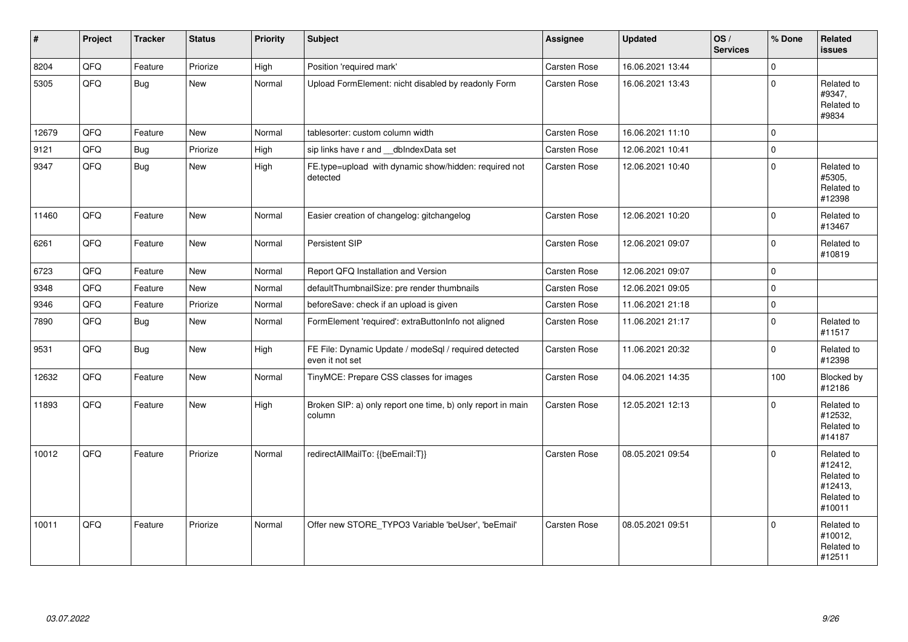| # | Project | Tracker | Status | Priority | Subject | Assignee | Updated | OS / Services | % Done | Related issues |
|---|---|---|---|---|---|---|---|---|---|---|
| 8204 | QFQ | Feature | Priorize | High | Position 'required mark' | Carsten Rose | 16.06.2021 13:44 | | 0 | |
| 5305 | QFQ | Bug | New | Normal | Upload FormElement: nicht disabled by readonly Form | Carsten Rose | 16.06.2021 13:43 | | 0 | Related to #9347, Related to #9834 |
| 12679 | QFQ | Feature | New | Normal | tablesorter: custom column width | Carsten Rose | 16.06.2021 11:10 | | 0 | |
| 9121 | QFQ | Bug | Priorize | High | sip links have r and __dbIndexData set | Carsten Rose | 12.06.2021 10:41 | | 0 | |
| 9347 | QFQ | Bug | New | High | FE.type=upload with dynamic show/hidden: required not detected | Carsten Rose | 12.06.2021 10:40 | | 0 | Related to #5305, Related to #12398 |
| 11460 | QFQ | Feature | New | Normal | Easier creation of changelog: gitchangelog | Carsten Rose | 12.06.2021 10:20 | | 0 | Related to #13467 |
| 6261 | QFQ | Feature | New | Normal | Persistent SIP | Carsten Rose | 12.06.2021 09:07 | | 0 | Related to #10819 |
| 6723 | QFQ | Feature | New | Normal | Report QFQ Installation and Version | Carsten Rose | 12.06.2021 09:07 | | 0 | |
| 9348 | QFQ | Feature | New | Normal | defaultThumbnailSize: pre render thumbnails | Carsten Rose | 12.06.2021 09:05 | | 0 | |
| 9346 | QFQ | Feature | Priorize | Normal | beforeSave: check if an upload is given | Carsten Rose | 11.06.2021 21:18 | | 0 | |
| 7890 | QFQ | Bug | New | Normal | FormElement 'required': extraButtonInfo not aligned | Carsten Rose | 11.06.2021 21:17 | | 0 | Related to #11517 |
| 9531 | QFQ | Bug | New | High | FE File: Dynamic Update / modeSql / required detected even it not set | Carsten Rose | 11.06.2021 20:32 | | 0 | Related to #12398 |
| 12632 | QFQ | Feature | New | Normal | TinyMCE: Prepare CSS classes for images | Carsten Rose | 04.06.2021 14:35 | | 100 | Blocked by #12186 |
| 11893 | QFQ | Feature | New | High | Broken SIP: a) only report one time, b) only report in main column | Carsten Rose | 12.05.2021 12:13 | | 0 | Related to #12532, Related to #14187 |
| 10012 | QFQ | Feature | Priorize | Normal | redirectAllMailTo: {{beEmail:T}} | Carsten Rose | 08.05.2021 09:54 | | 0 | Related to #12412, Related to #12413, Related to #10011 |
| 10011 | QFQ | Feature | Priorize | Normal | Offer new STORE_TYPO3 Variable 'beUser', 'beEmail' | Carsten Rose | 08.05.2021 09:51 | | 0 | Related to #10012, Related to #12511 |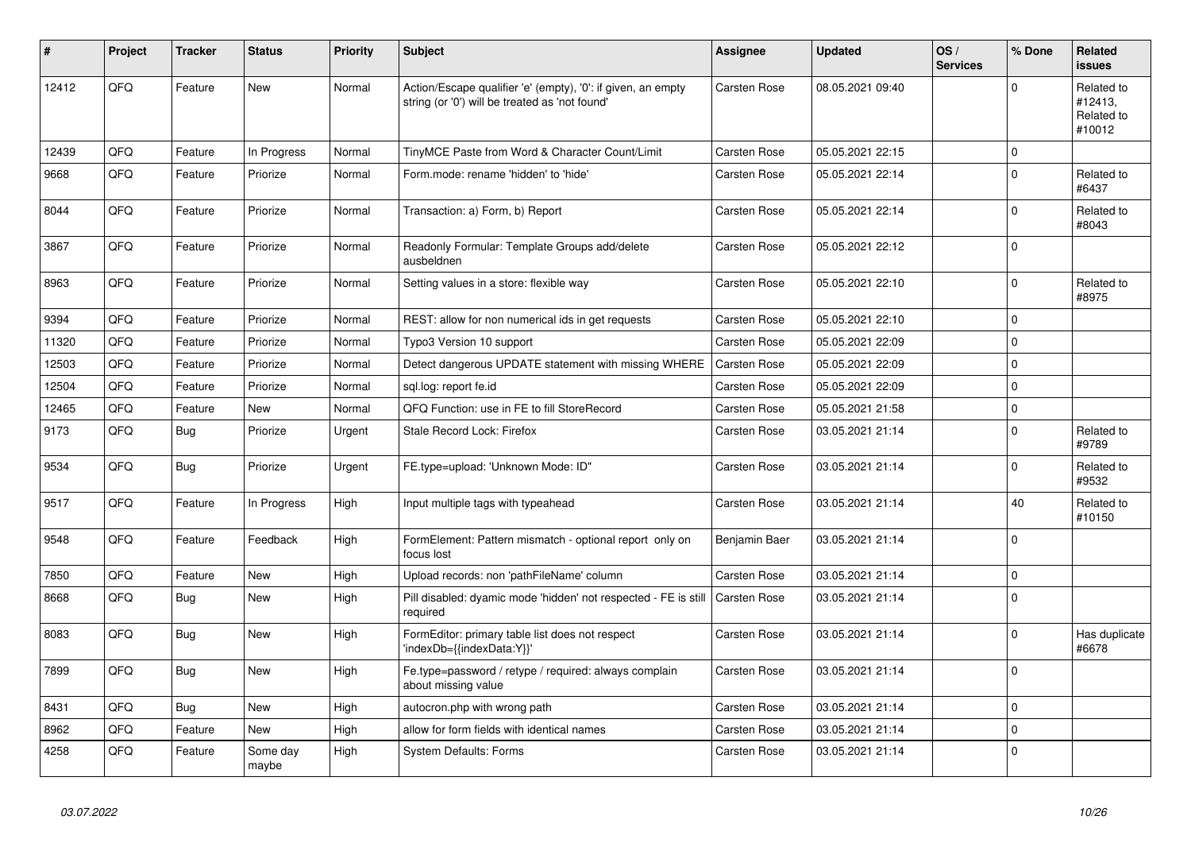| # | Project | Tracker | Status | Priority | Subject | Assignee | Updated | OS / Services | % Done | Related issues |
|---|---|---|---|---|---|---|---|---|---|---|
| 12412 | QFQ | Feature | New | Normal | Action/Escape qualifier 'e' (empty), '0': if given, an empty string (or '0') will be treated as 'not found' | Carsten Rose | 08.05.2021 09:40 | | 0 | Related to #12413, Related to #10012 |
| 12439 | QFQ | Feature | In Progress | Normal | TinyMCE Paste from Word & Character Count/Limit | Carsten Rose | 05.05.2021 22:15 | | 0 | |
| 9668 | QFQ | Feature | Priorize | Normal | Form.mode: rename 'hidden' to 'hide' | Carsten Rose | 05.05.2021 22:14 | | 0 | Related to #6437 |
| 8044 | QFQ | Feature | Priorize | Normal | Transaction: a) Form, b) Report | Carsten Rose | 05.05.2021 22:14 | | 0 | Related to #8043 |
| 3867 | QFQ | Feature | Priorize | Normal | Readonly Formular: Template Groups add/delete ausbeldnen | Carsten Rose | 05.05.2021 22:12 | | 0 | |
| 8963 | QFQ | Feature | Priorize | Normal | Setting values in a store: flexible way | Carsten Rose | 05.05.2021 22:10 | | 0 | Related to #8975 |
| 9394 | QFQ | Feature | Priorize | Normal | REST: allow for non numerical ids in get requests | Carsten Rose | 05.05.2021 22:10 | | 0 | |
| 11320 | QFQ | Feature | Priorize | Normal | Typo3 Version 10 support | Carsten Rose | 05.05.2021 22:09 | | 0 | |
| 12503 | QFQ | Feature | Priorize | Normal | Detect dangerous UPDATE statement with missing WHERE | Carsten Rose | 05.05.2021 22:09 | | 0 | |
| 12504 | QFQ | Feature | Priorize | Normal | sql.log: report fe.id | Carsten Rose | 05.05.2021 22:09 | | 0 | |
| 12465 | QFQ | Feature | New | Normal | QFQ Function: use in FE to fill StoreRecord | Carsten Rose | 05.05.2021 21:58 | | 0 | |
| 9173 | QFQ | Bug | Priorize | Urgent | Stale Record Lock: Firefox | Carsten Rose | 03.05.2021 21:14 | | 0 | Related to #9789 |
| 9534 | QFQ | Bug | Priorize | Urgent | FE.type=upload: 'Unknown Mode: ID" | Carsten Rose | 03.05.2021 21:14 | | 0 | Related to #9532 |
| 9517 | QFQ | Feature | In Progress | High | Input multiple tags with typeahead | Carsten Rose | 03.05.2021 21:14 | | 40 | Related to #10150 |
| 9548 | QFQ | Feature | Feedback | High | FormElement: Pattern mismatch - optional report only on focus lost | Benjamin Baer | 03.05.2021 21:14 | | 0 | |
| 7850 | QFQ | Feature | New | High | Upload records: non 'pathFileName' column | Carsten Rose | 03.05.2021 21:14 | | 0 | |
| 8668 | QFQ | Bug | New | High | Pill disabled: dyamic mode 'hidden' not respected - FE is still required | Carsten Rose | 03.05.2021 21:14 | | 0 | |
| 8083 | QFQ | Bug | New | High | FormEditor: primary table list does not respect 'indexDb={{indexData:Y}}' | Carsten Rose | 03.05.2021 21:14 | | 0 | Has duplicate #6678 |
| 7899 | QFQ | Bug | New | High | Fe.type=password / retype / required: always complain about missing value | Carsten Rose | 03.05.2021 21:14 | | 0 | |
| 8431 | QFQ | Bug | New | High | autocron.php with wrong path | Carsten Rose | 03.05.2021 21:14 | | 0 | |
| 8962 | QFQ | Feature | New | High | allow for form fields with identical names | Carsten Rose | 03.05.2021 21:14 | | 0 | |
| 4258 | QFQ | Feature | Some day maybe | High | System Defaults: Forms | Carsten Rose | 03.05.2021 21:14 | | 0 | |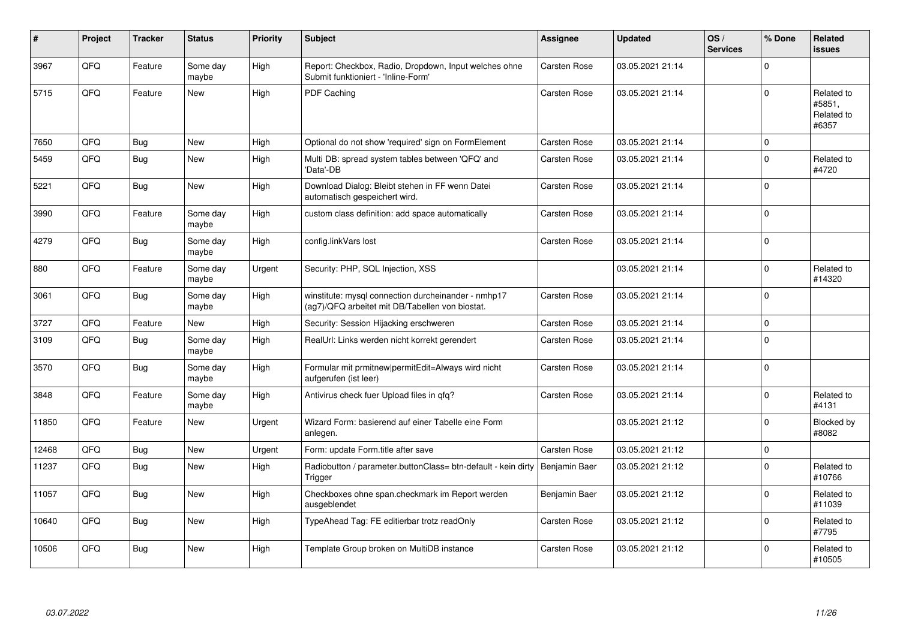| # | Project | Tracker | Status | Priority | Subject | Assignee | Updated | OS / Services | % Done | Related issues |
|---|---|---|---|---|---|---|---|---|---|---|
| 3967 | QFQ | Feature | Some day maybe | High | Report: Checkbox, Radio, Dropdown, Input welches ohne Submit funktioniert - 'Inline-Form' | Carsten Rose | 03.05.2021 21:14 | | 0 | |
| 5715 | QFQ | Feature | New | High | PDF Caching | Carsten Rose | 03.05.2021 21:14 | | 0 | Related to #5851, Related to #6357 |
| 7650 | QFQ | Bug | New | High | Optional do not show 'required' sign on FormElement | Carsten Rose | 03.05.2021 21:14 | | 0 | |
| 5459 | QFQ | Bug | New | High | Multi DB: spread system tables between 'QFQ' and 'Data'-DB | Carsten Rose | 03.05.2021 21:14 | | 0 | Related to #4720 |
| 5221 | QFQ | Bug | New | High | Download Dialog: Bleibt stehen in FF wenn Datei automatisch gespeichert wird. | Carsten Rose | 03.05.2021 21:14 | | 0 | |
| 3990 | QFQ | Feature | Some day maybe | High | custom class definition: add space automatically | Carsten Rose | 03.05.2021 21:14 | | 0 | |
| 4279 | QFQ | Bug | Some day maybe | High | config.linkVars lost | Carsten Rose | 03.05.2021 21:14 | | 0 | |
| 880 | QFQ | Feature | Some day maybe | Urgent | Security: PHP, SQL Injection, XSS | | 03.05.2021 21:14 | | 0 | Related to #14320 |
| 3061 | QFQ | Bug | Some day maybe | High | winstitute: mysql connection durcheinander - nmhp17 (ag7)/QFQ arbeitet mit DB/Tabellen von biostat. | Carsten Rose | 03.05.2021 21:14 | | 0 | |
| 3727 | QFQ | Feature | New | High | Security: Session Hijacking erschweren | Carsten Rose | 03.05.2021 21:14 | | 0 | |
| 3109 | QFQ | Bug | Some day maybe | High | RealUrl: Links werden nicht korrekt gerendert | Carsten Rose | 03.05.2021 21:14 | | 0 | |
| 3570 | QFQ | Bug | Some day maybe | High | Formular mit prmitnew\|permitEdit=Always wird nicht aufgerufen (ist leer) | Carsten Rose | 03.05.2021 21:14 | | 0 | |
| 3848 | QFQ | Feature | Some day maybe | High | Antivirus check fuer Upload files in qfq? | Carsten Rose | 03.05.2021 21:14 | | 0 | Related to #4131 |
| 11850 | QFQ | Feature | New | Urgent | Wizard Form: basierend auf einer Tabelle eine Form anlegen. | | 03.05.2021 21:12 | | 0 | Blocked by #8082 |
| 12468 | QFQ | Bug | New | Urgent | Form: update Form.title after save | Carsten Rose | 03.05.2021 21:12 | | 0 | |
| 11237 | QFQ | Bug | New | High | Radiobutton / parameter.buttonClass= btn-default - kein dirty Trigger | Benjamin Baer | 03.05.2021 21:12 | | 0 | Related to #10766 |
| 11057 | QFQ | Bug | New | High | Checkboxes ohne span.checkmark im Report werden ausgeblendet | Benjamin Baer | 03.05.2021 21:12 | | 0 | Related to #11039 |
| 10640 | QFQ | Bug | New | High | TypeAhead Tag: FE editierbar trotz readOnly | Carsten Rose | 03.05.2021 21:12 | | 0 | Related to #7795 |
| 10506 | QFQ | Bug | New | High | Template Group broken on MultiDB instance | Carsten Rose | 03.05.2021 21:12 | | 0 | Related to #10505 |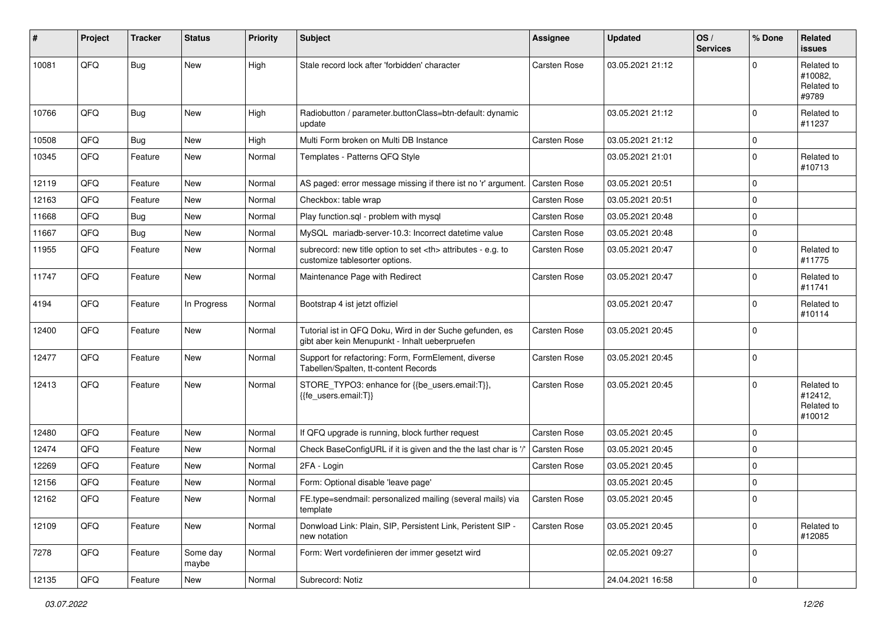| # | Project | Tracker | Status | Priority | Subject | Assignee | Updated | OS / Services | % Done | Related issues |
|---|---|---|---|---|---|---|---|---|---|---|
| 10081 | QFQ | Bug | New | High | Stale record lock after 'forbidden' character | Carsten Rose | 03.05.2021 21:12 | | 0 | Related to #10082, Related to #9789 |
| 10766 | QFQ | Bug | New | High | Radiobutton / parameter.buttonClass=btn-default: dynamic update | | 03.05.2021 21:12 | | 0 | Related to #11237 |
| 10508 | QFQ | Bug | New | High | Multi Form broken on Multi DB Instance | Carsten Rose | 03.05.2021 21:12 | | 0 | |
| 10345 | QFQ | Feature | New | Normal | Templates - Patterns QFQ Style | | 03.05.2021 21:01 | | 0 | Related to #10713 |
| 12119 | QFQ | Feature | New | Normal | AS paged: error message missing if there ist no 'r' argument. | Carsten Rose | 03.05.2021 20:51 | | 0 | |
| 12163 | QFQ | Feature | New | Normal | Checkbox: table wrap | Carsten Rose | 03.05.2021 20:51 | | 0 | |
| 11668 | QFQ | Bug | New | Normal | Play function.sql - problem with mysql | Carsten Rose | 03.05.2021 20:48 | | 0 | |
| 11667 | QFQ | Bug | New | Normal | MySQL mariadb-server-10.3: Incorrect datetime value | Carsten Rose | 03.05.2021 20:48 | | 0 | |
| 11955 | QFQ | Feature | New | Normal | subrecord: new title option to set <th> attributes - e.g. to customize tablesorter options. | Carsten Rose | 03.05.2021 20:47 | | 0 | Related to #11775 |
| 11747 | QFQ | Feature | New | Normal | Maintenance Page with Redirect | Carsten Rose | 03.05.2021 20:47 | | 0 | Related to #11741 |
| 4194 | QFQ | Feature | In Progress | Normal | Bootstrap 4 ist jetzt offiziel | | 03.05.2021 20:47 | | 0 | Related to #10114 |
| 12400 | QFQ | Feature | New | Normal | Tutorial ist in QFQ Doku, Wird in der Suche gefunden, es gibt aber kein Menupunkt - Inhalt ueberpruefen | Carsten Rose | 03.05.2021 20:45 | | 0 | |
| 12477 | QFQ | Feature | New | Normal | Support for refactoring: Form, FormElement, diverse Tabellen/Spalten, tt-content Records | Carsten Rose | 03.05.2021 20:45 | | 0 | |
| 12413 | QFQ | Feature | New | Normal | STORE_TYPO3: enhance for {{be_users.email:T}}, {{fe_users.email:T}} | Carsten Rose | 03.05.2021 20:45 | | 0 | Related to #12412, Related to #10012 |
| 12480 | QFQ | Feature | New | Normal | If QFQ upgrade is running, block further request | Carsten Rose | 03.05.2021 20:45 | | 0 | |
| 12474 | QFQ | Feature | New | Normal | Check BaseConfigURL if it is given and the the last char is '/' | Carsten Rose | 03.05.2021 20:45 | | 0 | |
| 12269 | QFQ | Feature | New | Normal | 2FA - Login | Carsten Rose | 03.05.2021 20:45 | | 0 | |
| 12156 | QFQ | Feature | New | Normal | Form: Optional disable 'leave page' | | 03.05.2021 20:45 | | 0 | |
| 12162 | QFQ | Feature | New | Normal | FE.type=sendmail: personalized mailing (several mails) via template | Carsten Rose | 03.05.2021 20:45 | | 0 | |
| 12109 | QFQ | Feature | New | Normal | Donwload Link: Plain, SIP, Persistent Link, Peristent SIP - new notation | Carsten Rose | 03.05.2021 20:45 | | 0 | Related to #12085 |
| 7278 | QFQ | Feature | Some day maybe | Normal | Form: Wert vordefinieren der immer gesetzt wird | | 02.05.2021 09:27 | | 0 | |
| 12135 | QFQ | Feature | New | Normal | Subrecord: Notiz | | 24.04.2021 16:58 | | 0 | |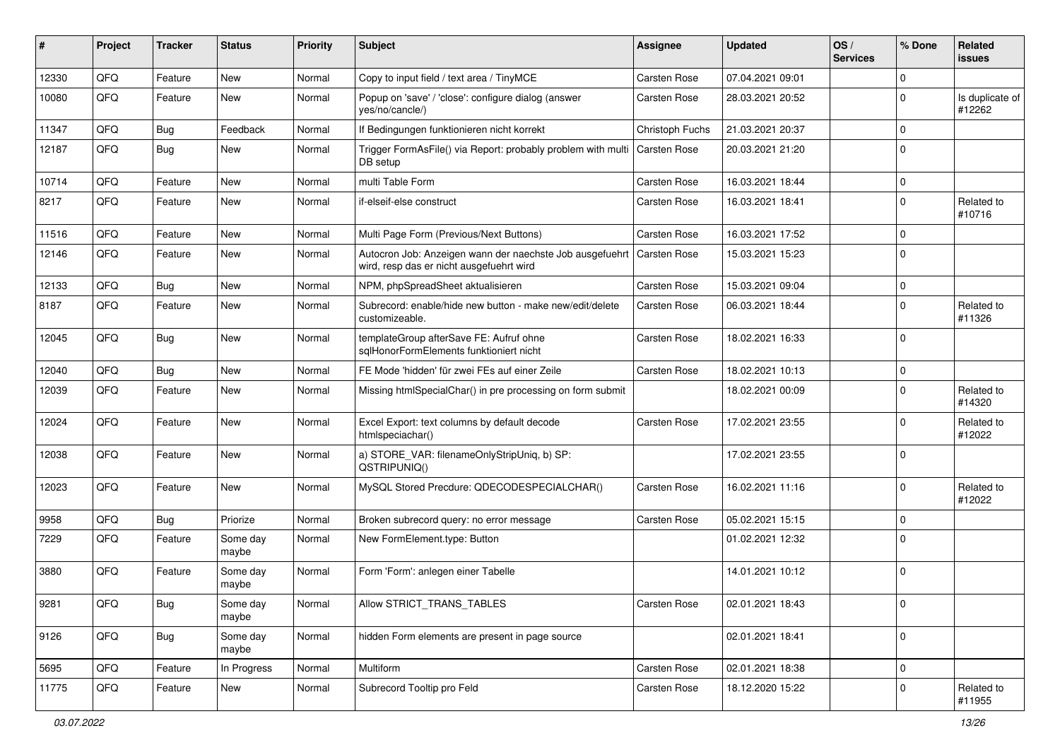| # | Project | Tracker | Status | Priority | Subject | Assignee | Updated | OS / Services | % Done | Related issues |
|---|---|---|---|---|---|---|---|---|---|---|
| 12330 | QFQ | Feature | New | Normal | Copy to input field / text area / TinyMCE | Carsten Rose | 07.04.2021 09:01 | | 0 | |
| 10080 | QFQ | Feature | New | Normal | Popup on 'save' / 'close': configure dialog (answer yes/no/cancle/) | Carsten Rose | 28.03.2021 20:52 | | 0 | Is duplicate of #12262 |
| 11347 | QFQ | Bug | Feedback | Normal | If Bedingungen funktionieren nicht korrekt | Christoph Fuchs | 21.03.2021 20:37 | | 0 | |
| 12187 | QFQ | Bug | New | Normal | Trigger FormAsFile() via Report: probably problem with multi DB setup | Carsten Rose | 20.03.2021 21:20 | | 0 | |
| 10714 | QFQ | Feature | New | Normal | multi Table Form | Carsten Rose | 16.03.2021 18:44 | | 0 | |
| 8217 | QFQ | Feature | New | Normal | if-elseif-else construct | Carsten Rose | 16.03.2021 18:41 | | 0 | Related to #10716 |
| 11516 | QFQ | Feature | New | Normal | Multi Page Form (Previous/Next Buttons) | Carsten Rose | 16.03.2021 17:52 | | 0 | |
| 12146 | QFQ | Feature | New | Normal | Autocron Job: Anzeigen wann der naechste Job ausgefuehrt wird, resp das er nicht ausgefuehrt wird | Carsten Rose | 15.03.2021 15:23 | | 0 | |
| 12133 | QFQ | Bug | New | Normal | NPM, phpSpreadSheet aktualisieren | Carsten Rose | 15.03.2021 09:04 | | 0 | |
| 8187 | QFQ | Feature | New | Normal | Subrecord: enable/hide new button - make new/edit/delete customizeable. | Carsten Rose | 06.03.2021 18:44 | | 0 | Related to #11326 |
| 12045 | QFQ | Bug | New | Normal | templateGroup afterSave FE: Aufruf ohne sqlHonorFormElements funktioniert nicht | Carsten Rose | 18.02.2021 16:33 | | 0 | |
| 12040 | QFQ | Bug | New | Normal | FE Mode 'hidden' für zwei FEs auf einer Zeile | Carsten Rose | 18.02.2021 10:13 | | 0 | |
| 12039 | QFQ | Feature | New | Normal | Missing htmlSpecialChar() in pre processing on form submit | | 18.02.2021 00:09 | | 0 | Related to #14320 |
| 12024 | QFQ | Feature | New | Normal | Excel Export: text columns by default decode htmlspeciachar() | Carsten Rose | 17.02.2021 23:55 | | 0 | Related to #12022 |
| 12038 | QFQ | Feature | New | Normal | a) STORE_VAR: filenameOnlyStripUniq, b) SP: QSTRIPUNIQ() | | 17.02.2021 23:55 | | 0 | |
| 12023 | QFQ | Feature | New | Normal | MySQL Stored Precdure: QDECODESPECIALCHAR() | Carsten Rose | 16.02.2021 11:16 | | 0 | Related to #12022 |
| 9958 | QFQ | Bug | Priorize | Normal | Broken subrecord query: no error message | Carsten Rose | 05.02.2021 15:15 | | 0 | |
| 7229 | QFQ | Feature | Some day maybe | Normal | New FormElement.type: Button | | 01.02.2021 12:32 | | 0 | |
| 3880 | QFQ | Feature | Some day maybe | Normal | Form 'Form': anlegen einer Tabelle | | 14.01.2021 10:12 | | 0 | |
| 9281 | QFQ | Bug | Some day maybe | Normal | Allow STRICT_TRANS_TABLES | Carsten Rose | 02.01.2021 18:43 | | 0 | |
| 9126 | QFQ | Bug | Some day maybe | Normal | hidden Form elements are present in page source | | 02.01.2021 18:41 | | 0 | |
| 5695 | QFQ | Feature | In Progress | Normal | Multiform | Carsten Rose | 02.01.2021 18:38 | | 0 | |
| 11775 | QFQ | Feature | New | Normal | Subrecord Tooltip pro Feld | Carsten Rose | 18.12.2020 15:22 | | 0 | Related to #11955 |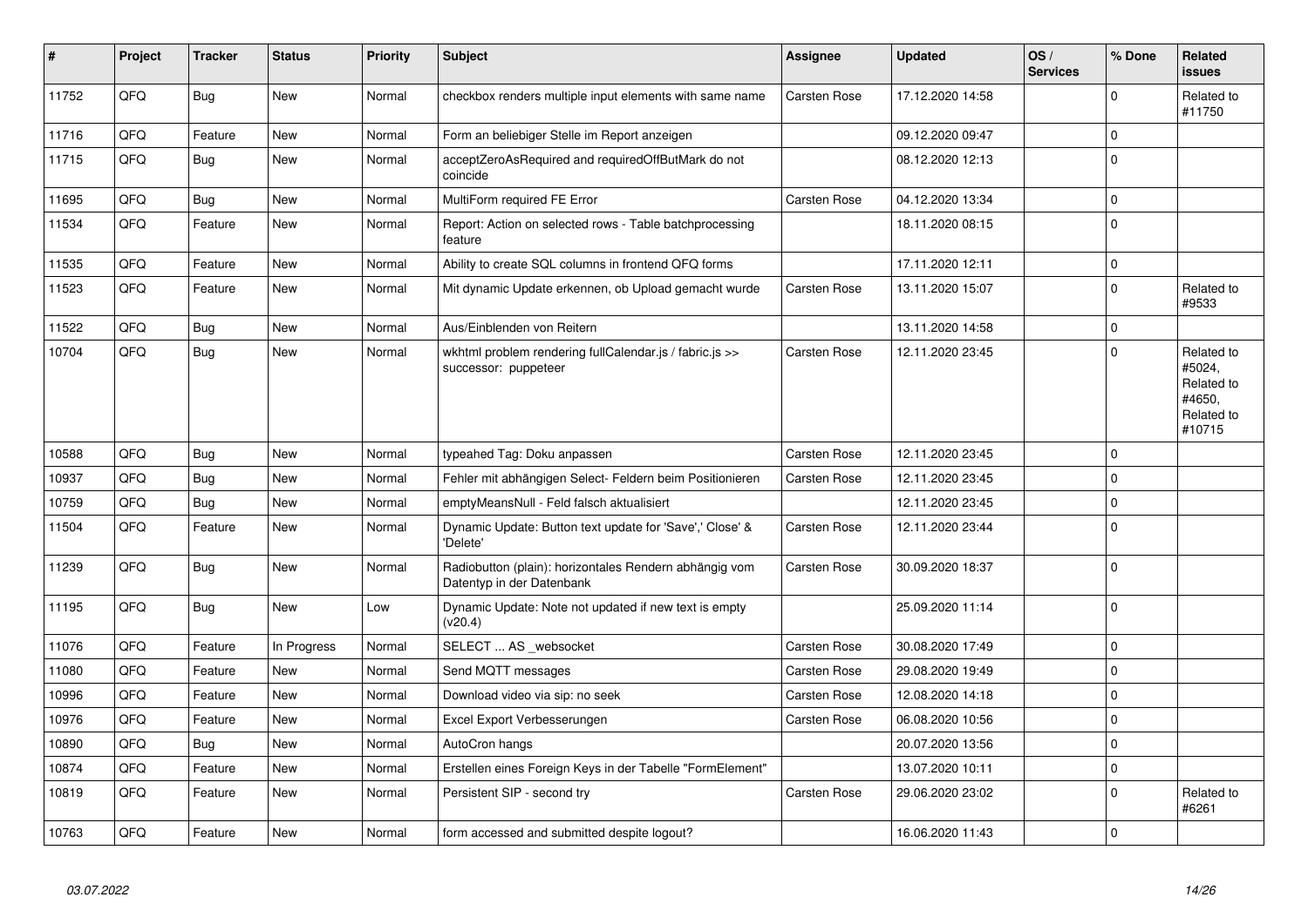| # | Project | Tracker | Status | Priority | Subject | Assignee | Updated | OS / Services | % Done | Related issues |
|---|---|---|---|---|---|---|---|---|---|---|
| 11752 | QFQ | Bug | New | Normal | checkbox renders multiple input elements with same name | Carsten Rose | 17.12.2020 14:58 | | 0 | Related to #11750 |
| 11716 | QFQ | Feature | New | Normal | Form an beliebiger Stelle im Report anzeigen | | 09.12.2020 09:47 | | 0 | |
| 11715 | QFQ | Bug | New | Normal | acceptZeroAsRequired and requiredOffButMark do not coincide | | 08.12.2020 12:13 | | 0 | |
| 11695 | QFQ | Bug | New | Normal | MultiForm required FE Error | Carsten Rose | 04.12.2020 13:34 | | 0 | |
| 11534 | QFQ | Feature | New | Normal | Report: Action on selected rows - Table batchprocessing feature | | 18.11.2020 08:15 | | 0 | |
| 11535 | QFQ | Feature | New | Normal | Ability to create SQL columns in frontend QFQ forms | | 17.11.2020 12:11 | | 0 | |
| 11523 | QFQ | Feature | New | Normal | Mit dynamic Update erkennen, ob Upload gemacht wurde | Carsten Rose | 13.11.2020 15:07 | | 0 | Related to #9533 |
| 11522 | QFQ | Bug | New | Normal | Aus/Einblenden von Reitern | | 13.11.2020 14:58 | | 0 | |
| 10704 | QFQ | Bug | New | Normal | wkhtml problem rendering fullCalendar.js / fabric.js >> successor: puppeteer | Carsten Rose | 12.11.2020 23:45 | | 0 | Related to #5024, Related to #4650, Related to #10715 |
| 10588 | QFQ | Bug | New | Normal | typeahed Tag: Doku anpassen | Carsten Rose | 12.11.2020 23:45 | | 0 | |
| 10937 | QFQ | Bug | New | Normal | Fehler mit abhängigen Select- Feldern beim Positionieren | Carsten Rose | 12.11.2020 23:45 | | 0 | |
| 10759 | QFQ | Bug | New | Normal | emptyMeansNull - Feld falsch aktualisiert | | 12.11.2020 23:45 | | 0 | |
| 11504 | QFQ | Feature | New | Normal | Dynamic Update: Button text update for 'Save',' Close' & 'Delete' | Carsten Rose | 12.11.2020 23:44 | | 0 | |
| 11239 | QFQ | Bug | New | Normal | Radiobutton (plain): horizontales Rendern abhängig vom Datentyp in der Datenbank | Carsten Rose | 30.09.2020 18:37 | | 0 | |
| 11195 | QFQ | Bug | New | Low | Dynamic Update: Note not updated if new text is empty (v20.4) | | 25.09.2020 11:14 | | 0 | |
| 11076 | QFQ | Feature | In Progress | Normal | SELECT ... AS _websocket | Carsten Rose | 30.08.2020 17:49 | | 0 | |
| 11080 | QFQ | Feature | New | Normal | Send MQTT messages | Carsten Rose | 29.08.2020 19:49 | | 0 | |
| 10996 | QFQ | Feature | New | Normal | Download video via sip: no seek | Carsten Rose | 12.08.2020 14:18 | | 0 | |
| 10976 | QFQ | Feature | New | Normal | Excel Export Verbesserungen | Carsten Rose | 06.08.2020 10:56 | | 0 | |
| 10890 | QFQ | Bug | New | Normal | AutoCron hangs | | 20.07.2020 13:56 | | 0 | |
| 10874 | QFQ | Feature | New | Normal | Erstellen eines Foreign Keys in der Tabelle "FormElement" | | 13.07.2020 10:11 | | 0 | |
| 10819 | QFQ | Feature | New | Normal | Persistent SIP - second try | Carsten Rose | 29.06.2020 23:02 | | 0 | Related to #6261 |
| 10763 | QFQ | Feature | New | Normal | form accessed and submitted despite logout? | | 16.06.2020 11:43 | | 0 | |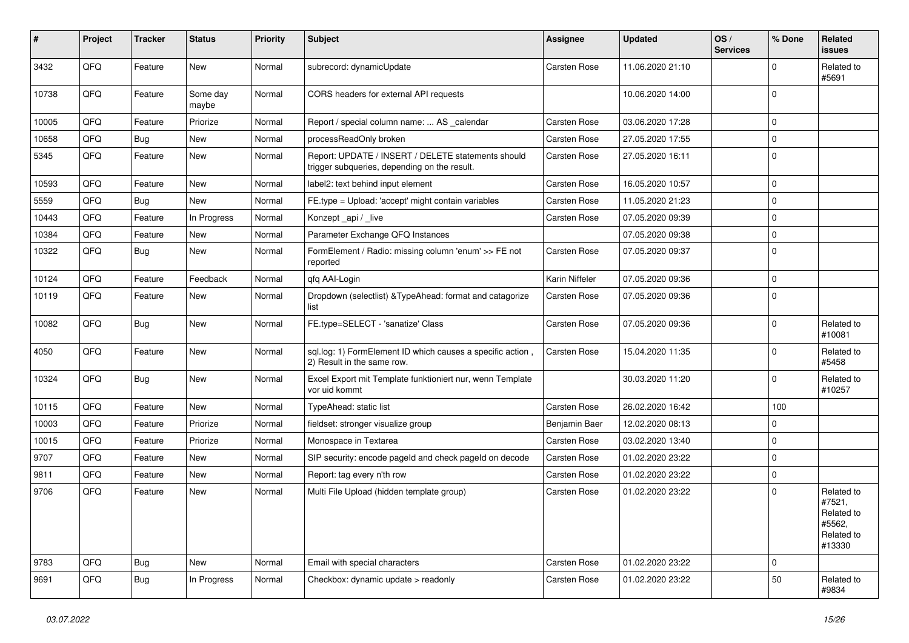| # | Project | Tracker | Status | Priority | Subject | Assignee | Updated | OS / Services | % Done | Related issues |
|---|---|---|---|---|---|---|---|---|---|---|
| 3432 | QFQ | Feature | New | Normal | subrecord: dynamicUpdate | Carsten Rose | 11.06.2020 21:10 | | 0 | Related to #5691 |
| 10738 | QFQ | Feature | Some day maybe | Normal | CORS headers for external API requests | | 10.06.2020 14:00 | | 0 | |
| 10005 | QFQ | Feature | Priorize | Normal | Report / special column name: ... AS _calendar | Carsten Rose | 03.06.2020 17:28 | | 0 | |
| 10658 | QFQ | Bug | New | Normal | processReadOnly broken | Carsten Rose | 27.05.2020 17:55 | | 0 | |
| 5345 | QFQ | Feature | New | Normal | Report: UPDATE / INSERT / DELETE statements should trigger subqueries, depending on the result. | Carsten Rose | 27.05.2020 16:11 | | 0 | |
| 10593 | QFQ | Feature | New | Normal | label2: text behind input element | Carsten Rose | 16.05.2020 10:57 | | 0 | |
| 5559 | QFQ | Bug | New | Normal | FE.type = Upload: 'accept' might contain variables | Carsten Rose | 11.05.2020 21:23 | | 0 | |
| 10443 | QFQ | Feature | In Progress | Normal | Konzept _api / _live | Carsten Rose | 07.05.2020 09:39 | | 0 | |
| 10384 | QFQ | Feature | New | Normal | Parameter Exchange QFQ Instances | | 07.05.2020 09:38 | | 0 | |
| 10322 | QFQ | Bug | New | Normal | FormElement / Radio: missing column 'enum' >> FE not reported | Carsten Rose | 07.05.2020 09:37 | | 0 | |
| 10124 | QFQ | Feature | Feedback | Normal | qfq AAI-Login | Karin Niffeler | 07.05.2020 09:36 | | 0 | |
| 10119 | QFQ | Feature | New | Normal | Dropdown (selectlist) &TypeAhead: format and catagorize list | Carsten Rose | 07.05.2020 09:36 | | 0 | |
| 10082 | QFQ | Bug | New | Normal | FE.type=SELECT - 'sanatize' Class | Carsten Rose | 07.05.2020 09:36 | | 0 | Related to #10081 |
| 4050 | QFQ | Feature | New | Normal | sql.log: 1) FormElement ID which causes a specific action , 2) Result in the same row. | Carsten Rose | 15.04.2020 11:35 | | 0 | Related to #5458 |
| 10324 | QFQ | Bug | New | Normal | Excel Export mit Template funktioniert nur, wenn Template vor uid kommt | | 30.03.2020 11:20 | | 0 | Related to #10257 |
| 10115 | QFQ | Feature | New | Normal | TypeAhead: static list | Carsten Rose | 26.02.2020 16:42 | | 100 | |
| 10003 | QFQ | Feature | Priorize | Normal | fieldset: stronger visualize group | Benjamin Baer | 12.02.2020 08:13 | | 0 | |
| 10015 | QFQ | Feature | Priorize | Normal | Monospace in Textarea | Carsten Rose | 03.02.2020 13:40 | | 0 | |
| 9707 | QFQ | Feature | New | Normal | SIP security: encode pageId and check pageId on decode | Carsten Rose | 01.02.2020 23:22 | | 0 | |
| 9811 | QFQ | Feature | New | Normal | Report: tag every n'th row | Carsten Rose | 01.02.2020 23:22 | | 0 | |
| 9706 | QFQ | Feature | New | Normal | Multi File Upload (hidden template group) | Carsten Rose | 01.02.2020 23:22 | | 0 | Related to #7521, Related to #5562, Related to #13330 |
| 9783 | QFQ | Bug | New | Normal | Email with special characters | Carsten Rose | 01.02.2020 23:22 | | 0 | |
| 9691 | QFQ | Bug | In Progress | Normal | Checkbox: dynamic update > readonly | Carsten Rose | 01.02.2020 23:22 | | 50 | Related to #9834 |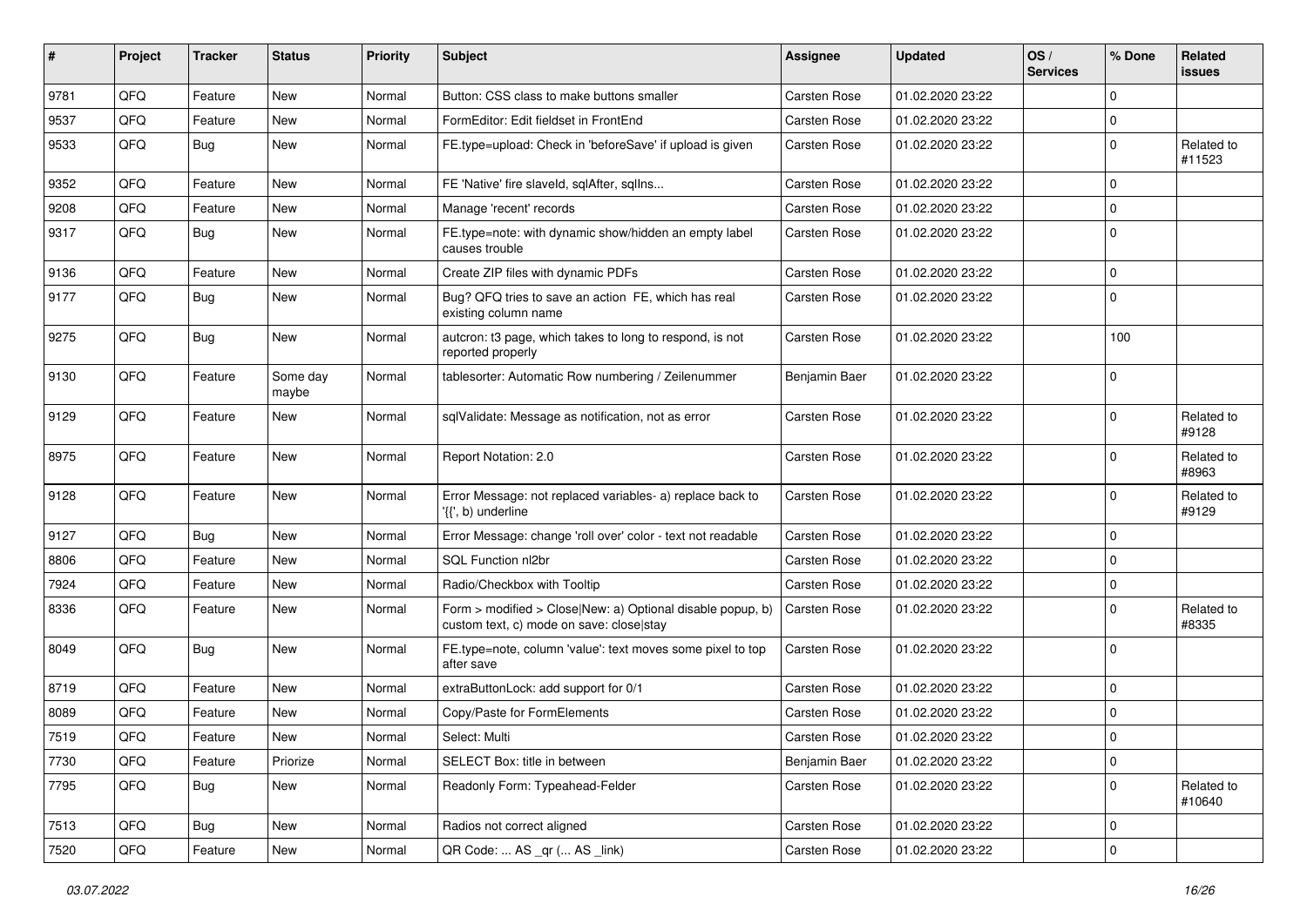| # | Project | Tracker | Status | Priority | Subject | Assignee | Updated | OS / Services | % Done | Related issues |
|---|---|---|---|---|---|---|---|---|---|---|
| 9781 | QFQ | Feature | New | Normal | Button: CSS class to make buttons smaller | Carsten Rose | 01.02.2020 23:22 | | 0 | |
| 9537 | QFQ | Feature | New | Normal | FormEditor: Edit fieldset in FrontEnd | Carsten Rose | 01.02.2020 23:22 | | 0 | |
| 9533 | QFQ | Bug | New | Normal | FE.type=upload: Check in 'beforeSave' if upload is given | Carsten Rose | 01.02.2020 23:22 | | 0 | Related to #11523 |
| 9352 | QFQ | Feature | New | Normal | FE 'Native' fire slaveId, sqlAfter, sqlIns... | Carsten Rose | 01.02.2020 23:22 | | 0 | |
| 9208 | QFQ | Feature | New | Normal | Manage 'recent' records | Carsten Rose | 01.02.2020 23:22 | | 0 | |
| 9317 | QFQ | Bug | New | Normal | FE.type=note: with dynamic show/hidden an empty label causes trouble | Carsten Rose | 01.02.2020 23:22 | | 0 | |
| 9136 | QFQ | Feature | New | Normal | Create ZIP files with dynamic PDFs | Carsten Rose | 01.02.2020 23:22 | | 0 | |
| 9177 | QFQ | Bug | New | Normal | Bug? QFQ tries to save an action FE, which has real existing column name | Carsten Rose | 01.02.2020 23:22 | | 0 | |
| 9275 | QFQ | Bug | New | Normal | autcron: t3 page, which takes to long to respond, is not reported properly | Carsten Rose | 01.02.2020 23:22 | | 100 | |
| 9130 | QFQ | Feature | Some day maybe | Normal | tablesorter: Automatic Row numbering / Zeilenummer | Benjamin Baer | 01.02.2020 23:22 | | 0 | |
| 9129 | QFQ | Feature | New | Normal | sqlValidate: Message as notification, not as error | Carsten Rose | 01.02.2020 23:22 | | 0 | Related to #9128 |
| 8975 | QFQ | Feature | New | Normal | Report Notation: 2.0 | Carsten Rose | 01.02.2020 23:22 | | 0 | Related to #8963 |
| 9128 | QFQ | Feature | New | Normal | Error Message: not replaced variables- a) replace back to '{{', b) underline | Carsten Rose | 01.02.2020 23:22 | | 0 | Related to #9129 |
| 9127 | QFQ | Bug | New | Normal | Error Message: change 'roll over' color - text not readable | Carsten Rose | 01.02.2020 23:22 | | 0 | |
| 8806 | QFQ | Feature | New | Normal | SQL Function nl2br | Carsten Rose | 01.02.2020 23:22 | | 0 | |
| 7924 | QFQ | Feature | New | Normal | Radio/Checkbox with Tooltip | Carsten Rose | 01.02.2020 23:22 | | 0 | |
| 8336 | QFQ | Feature | New | Normal | Form > modified > Close\|New: a) Optional disable popup, b) custom text, c) mode on save: close\|stay | Carsten Rose | 01.02.2020 23:22 | | 0 | Related to #8335 |
| 8049 | QFQ | Bug | New | Normal | FE.type=note, column 'value': text moves some pixel to top after save | Carsten Rose | 01.02.2020 23:22 | | 0 | |
| 8719 | QFQ | Feature | New | Normal | extraButtonLock: add support for 0/1 | Carsten Rose | 01.02.2020 23:22 | | 0 | |
| 8089 | QFQ | Feature | New | Normal | Copy/Paste for FormElements | Carsten Rose | 01.02.2020 23:22 | | 0 | |
| 7519 | QFQ | Feature | New | Normal | Select: Multi | Carsten Rose | 01.02.2020 23:22 | | 0 | |
| 7730 | QFQ | Feature | Priorize | Normal | SELECT Box: title in between | Benjamin Baer | 01.02.2020 23:22 | | 0 | |
| 7795 | QFQ | Bug | New | Normal | Readonly Form: Typeahead-Felder | Carsten Rose | 01.02.2020 23:22 | | 0 | Related to #10640 |
| 7513 | QFQ | Bug | New | Normal | Radios not correct aligned | Carsten Rose | 01.02.2020 23:22 | | 0 | |
| 7520 | QFQ | Feature | New | Normal | QR Code: ... AS _qr ( ... AS _link) | Carsten Rose | 01.02.2020 23:22 | | 0 | |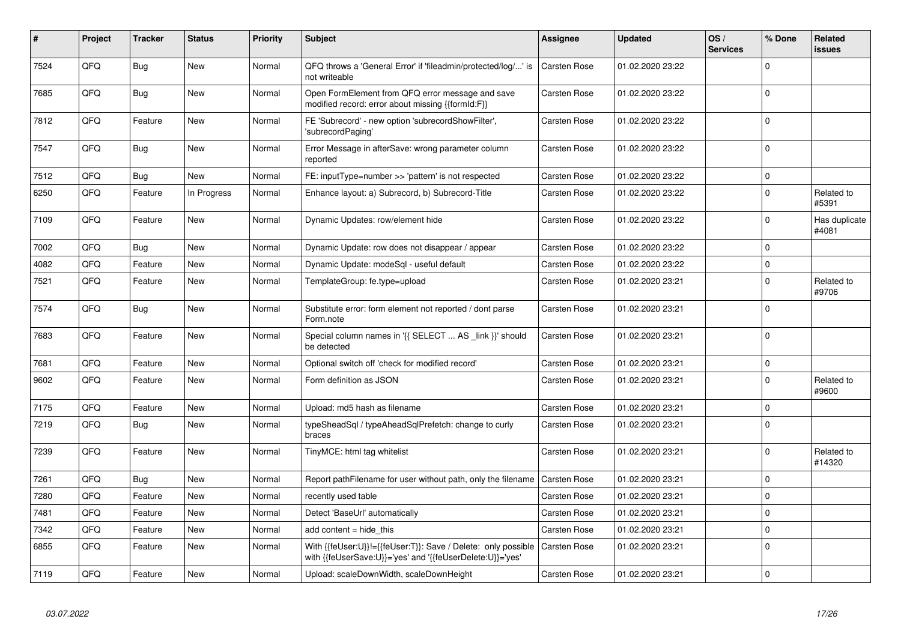| # | Project | Tracker | Status | Priority | Subject | Assignee | Updated | OS / Services | % Done | Related issues |
|---|---|---|---|---|---|---|---|---|---|---|
| 7524 | QFQ | Bug | New | Normal | QFQ throws a 'General Error' if 'fileadmin/protected/log/...' is not writeable | Carsten Rose | 01.02.2020 23:22 | | 0 | |
| 7685 | QFQ | Bug | New | Normal | Open FormElement from QFQ error message and save modified record: error about missing {{formId:F}} | Carsten Rose | 01.02.2020 23:22 | | 0 | |
| 7812 | QFQ | Feature | New | Normal | FE 'Subrecord' - new option 'subrecordShowFilter', 'subrecordPaging' | Carsten Rose | 01.02.2020 23:22 | | 0 | |
| 7547 | QFQ | Bug | New | Normal | Error Message in afterSave: wrong parameter column reported | Carsten Rose | 01.02.2020 23:22 | | 0 | |
| 7512 | QFQ | Bug | New | Normal | FE: inputType=number >> 'pattern' is not respected | Carsten Rose | 01.02.2020 23:22 | | 0 | |
| 6250 | QFQ | Feature | In Progress | Normal | Enhance layout: a) Subrecord, b) Subrecord-Title | Carsten Rose | 01.02.2020 23:22 | | 0 | Related to #5391 |
| 7109 | QFQ | Feature | New | Normal | Dynamic Updates: row/element hide | Carsten Rose | 01.02.2020 23:22 | | 0 | Has duplicate #4081 |
| 7002 | QFQ | Bug | New | Normal | Dynamic Update: row does not disappear / appear | Carsten Rose | 01.02.2020 23:22 | | 0 | |
| 4082 | QFQ | Feature | New | Normal | Dynamic Update: modeSql - useful default | Carsten Rose | 01.02.2020 23:22 | | 0 | |
| 7521 | QFQ | Feature | New | Normal | TemplateGroup: fe.type=upload | Carsten Rose | 01.02.2020 23:21 | | 0 | Related to #9706 |
| 7574 | QFQ | Bug | New | Normal | Substitute error: form element not reported / dont parse Form.note | Carsten Rose | 01.02.2020 23:21 | | 0 | |
| 7683 | QFQ | Feature | New | Normal | Special column names in '{{ SELECT ... AS _link }}' should be detected | Carsten Rose | 01.02.2020 23:21 | | 0 | |
| 7681 | QFQ | Feature | New | Normal | Optional switch off 'check for modified record' | Carsten Rose | 01.02.2020 23:21 | | 0 | |
| 9602 | QFQ | Feature | New | Normal | Form definition as JSON | Carsten Rose | 01.02.2020 23:21 | | 0 | Related to #9600 |
| 7175 | QFQ | Feature | New | Normal | Upload: md5 hash as filename | Carsten Rose | 01.02.2020 23:21 | | 0 | |
| 7219 | QFQ | Bug | New | Normal | typeSheadSql / typeAheadSqlPrefetch: change to curly braces | Carsten Rose | 01.02.2020 23:21 | | 0 | |
| 7239 | QFQ | Feature | New | Normal | TinyMCE: html tag whitelist | Carsten Rose | 01.02.2020 23:21 | | 0 | Related to #14320 |
| 7261 | QFQ | Bug | New | Normal | Report pathFilename for user without path, only the filename | Carsten Rose | 01.02.2020 23:21 | | 0 | |
| 7280 | QFQ | Feature | New | Normal | recently used table | Carsten Rose | 01.02.2020 23:21 | | 0 | |
| 7481 | QFQ | Feature | New | Normal | Detect 'BaseUrl' automatically | Carsten Rose | 01.02.2020 23:21 | | 0 | |
| 7342 | QFQ | Feature | New | Normal | add content = hide_this | Carsten Rose | 01.02.2020 23:21 | | 0 | |
| 6855 | QFQ | Feature | New | Normal | With {{feUser:U}}!={{feUser:T}}: Save / Delete: only possible with {{feUserSave:U}}='yes' and '{{feUserDelete:U}}='yes' | Carsten Rose | 01.02.2020 23:21 | | 0 | |
| 7119 | QFQ | Feature | New | Normal | Upload: scaleDownWidth, scaleDownHeight | Carsten Rose | 01.02.2020 23:21 | | 0 | |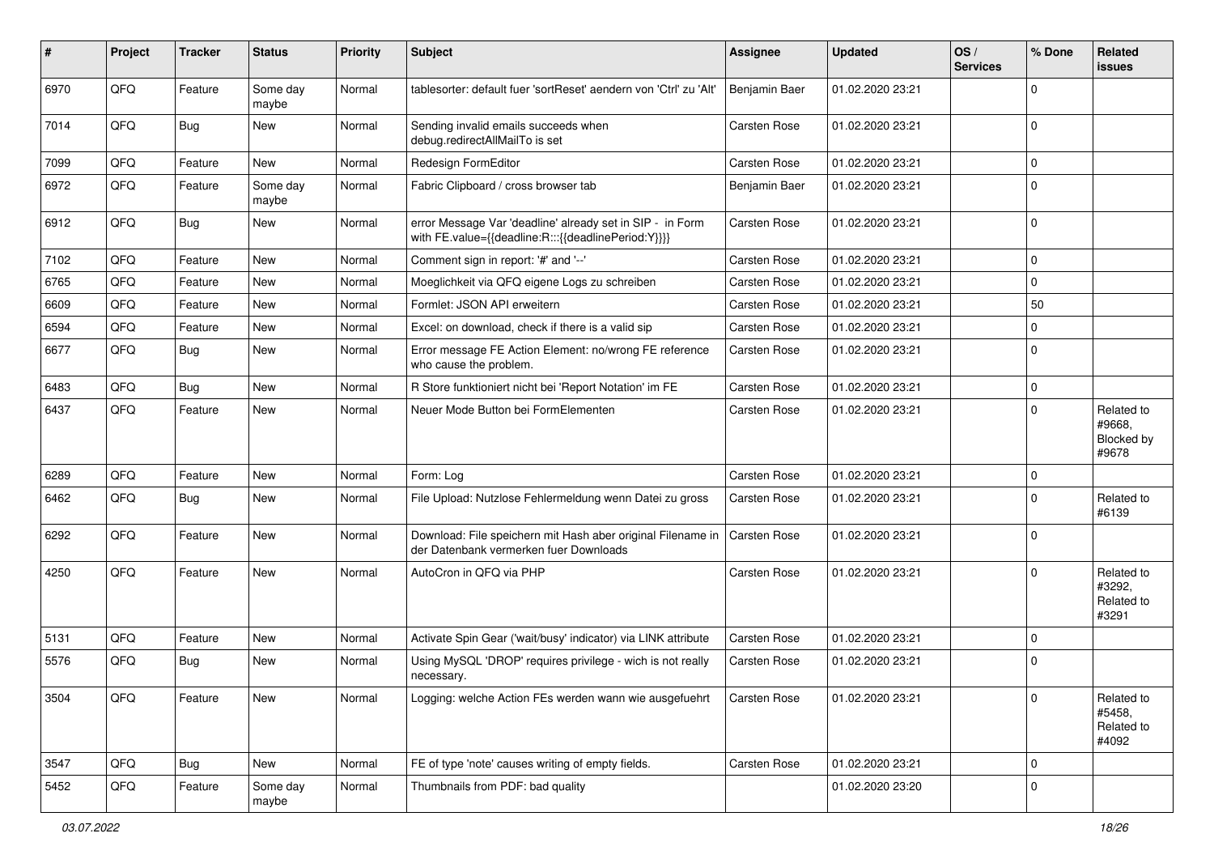| # | Project | Tracker | Status | Priority | Subject | Assignee | Updated | OS / Services | % Done | Related issues |
|---|---|---|---|---|---|---|---|---|---|---|
| 6970 | QFQ | Feature | Some day maybe | Normal | tablesorter: default fuer 'sortReset' aendern von 'Ctrl' zu 'Alt' | Benjamin Baer | 01.02.2020 23:21 | | 0 | |
| 7014 | QFQ | Bug | New | Normal | Sending invalid emails succeeds when debug.redirectAllMailTo is set | Carsten Rose | 01.02.2020 23:21 | | 0 | |
| 7099 | QFQ | Feature | New | Normal | Redesign FormEditor | Carsten Rose | 01.02.2020 23:21 | | 0 | |
| 6972 | QFQ | Feature | Some day maybe | Normal | Fabric Clipboard / cross browser tab | Benjamin Baer | 01.02.2020 23:21 | | 0 | |
| 6912 | QFQ | Bug | New | Normal | error Message Var 'deadline' already set in SIP - in Form with FE.value={{deadline:R:::{{deadlinePeriod:Y}}}} | Carsten Rose | 01.02.2020 23:21 | | 0 | |
| 7102 | QFQ | Feature | New | Normal | Comment sign in report: '#' and '--' | Carsten Rose | 01.02.2020 23:21 | | 0 | |
| 6765 | QFQ | Feature | New | Normal | Moeglichkeit via QFQ eigene Logs zu schreiben | Carsten Rose | 01.02.2020 23:21 | | 0 | |
| 6609 | QFQ | Feature | New | Normal | Formlet: JSON API erweitern | Carsten Rose | 01.02.2020 23:21 | | 50 | |
| 6594 | QFQ | Feature | New | Normal | Excel: on download, check if there is a valid sip | Carsten Rose | 01.02.2020 23:21 | | 0 | |
| 6677 | QFQ | Bug | New | Normal | Error message FE Action Element: no/wrong FE reference who cause the problem. | Carsten Rose | 01.02.2020 23:21 | | 0 | |
| 6483 | QFQ | Bug | New | Normal | R Store funktioniert nicht bei 'Report Notation' im FE | Carsten Rose | 01.02.2020 23:21 | | 0 | |
| 6437 | QFQ | Feature | New | Normal | Neuer Mode Button bei FormElementen | Carsten Rose | 01.02.2020 23:21 | | 0 | Related to #9668, Blocked by #9678 |
| 6289 | QFQ | Feature | New | Normal | Form: Log | Carsten Rose | 01.02.2020 23:21 | | 0 | |
| 6462 | QFQ | Bug | New | Normal | File Upload: Nutzlose Fehlermeldung wenn Datei zu gross | Carsten Rose | 01.02.2020 23:21 | | 0 | Related to #6139 |
| 6292 | QFQ | Feature | New | Normal | Download: File speichern mit Hash aber original Filename in der Datenbank vermerken fuer Downloads | Carsten Rose | 01.02.2020 23:21 | | 0 | |
| 4250 | QFQ | Feature | New | Normal | AutoCron in QFQ via PHP | Carsten Rose | 01.02.2020 23:21 | | 0 | Related to #3292, Related to #3291 |
| 5131 | QFQ | Feature | New | Normal | Activate Spin Gear ('wait/busy' indicator) via LINK attribute | Carsten Rose | 01.02.2020 23:21 | | 0 | |
| 5576 | QFQ | Bug | New | Normal | Using MySQL 'DROP' requires privilege - wich is not really necessary. | Carsten Rose | 01.02.2020 23:21 | | 0 | |
| 3504 | QFQ | Feature | New | Normal | Logging: welche Action FEs werden wann wie ausgefuehrt | Carsten Rose | 01.02.2020 23:21 | | 0 | Related to #5458, Related to #4092 |
| 3547 | QFQ | Bug | New | Normal | FE of type 'note' causes writing of empty fields. | Carsten Rose | 01.02.2020 23:21 | | 0 | |
| 5452 | QFQ | Feature | Some day maybe | Normal | Thumbnails from PDF: bad quality | | 01.02.2020 23:20 | | 0 | |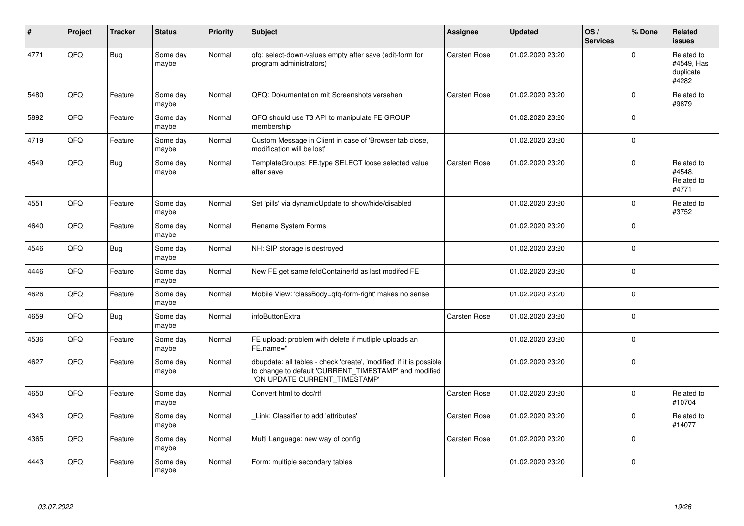| # | Project | Tracker | Status | Priority | Subject | Assignee | Updated | OS / Services | % Done | Related issues |
|---|---|---|---|---|---|---|---|---|---|---|
| 4771 | QFQ | Bug | Some day maybe | Normal | qfq: select-down-values empty after save (edit-form for program administrators) | Carsten Rose | 01.02.2020 23:20 | | 0 | Related to #4549, Has duplicate #4282 |
| 5480 | QFQ | Feature | Some day maybe | Normal | QFQ: Dokumentation mit Screenshots versehen | Carsten Rose | 01.02.2020 23:20 | | 0 | Related to #9879 |
| 5892 | QFQ | Feature | Some day maybe | Normal | QFQ should use T3 API to manipulate FE GROUP membership | | 01.02.2020 23:20 | | 0 | |
| 4719 | QFQ | Feature | Some day maybe | Normal | Custom Message in Client in case of 'Browser tab close, modification will be lost' | | 01.02.2020 23:20 | | 0 | |
| 4549 | QFQ | Bug | Some day maybe | Normal | TemplateGroups: FE.type SELECT loose selected value after save | Carsten Rose | 01.02.2020 23:20 | | 0 | Related to #4548, Related to #4771 |
| 4551 | QFQ | Feature | Some day maybe | Normal | Set 'pills' via dynamicUpdate to show/hide/disabled | | 01.02.2020 23:20 | | 0 | Related to #3752 |
| 4640 | QFQ | Feature | Some day maybe | Normal | Rename System Forms | | 01.02.2020 23:20 | | 0 | |
| 4546 | QFQ | Bug | Some day maybe | Normal | NH: SIP storage is destroyed | | 01.02.2020 23:20 | | 0 | |
| 4446 | QFQ | Feature | Some day maybe | Normal | New FE get same feldContainerId as last modifed FE | | 01.02.2020 23:20 | | 0 | |
| 4626 | QFQ | Feature | Some day maybe | Normal | Mobile View: 'classBody=qfq-form-right' makes no sense | | 01.02.2020 23:20 | | 0 | |
| 4659 | QFQ | Bug | Some day maybe | Normal | infoButtonExtra | Carsten Rose | 01.02.2020 23:20 | | 0 | |
| 4536 | QFQ | Feature | Some day maybe | Normal | FE upload: problem with delete if mutliple uploads an FE.name='' | | 01.02.2020 23:20 | | 0 | |
| 4627 | QFQ | Feature | Some day maybe | Normal | dbupdate: all tables - check 'create', 'modified' if it is possible to change to default 'CURRENT_TIMESTAMP' and modified 'ON UPDATE CURRENT_TIMESTAMP' | | 01.02.2020 23:20 | | 0 | |
| 4650 | QFQ | Feature | Some day maybe | Normal | Convert html to doc/rtf | Carsten Rose | 01.02.2020 23:20 | | 0 | Related to #10704 |
| 4343 | QFQ | Feature | Some day maybe | Normal | _Link: Classifier to add 'attributes' | Carsten Rose | 01.02.2020 23:20 | | 0 | Related to #14077 |
| 4365 | QFQ | Feature | Some day maybe | Normal | Multi Language: new way of config | Carsten Rose | 01.02.2020 23:20 | | 0 | |
| 4443 | QFQ | Feature | Some day maybe | Normal | Form: multiple secondary tables | | 01.02.2020 23:20 | | 0 | |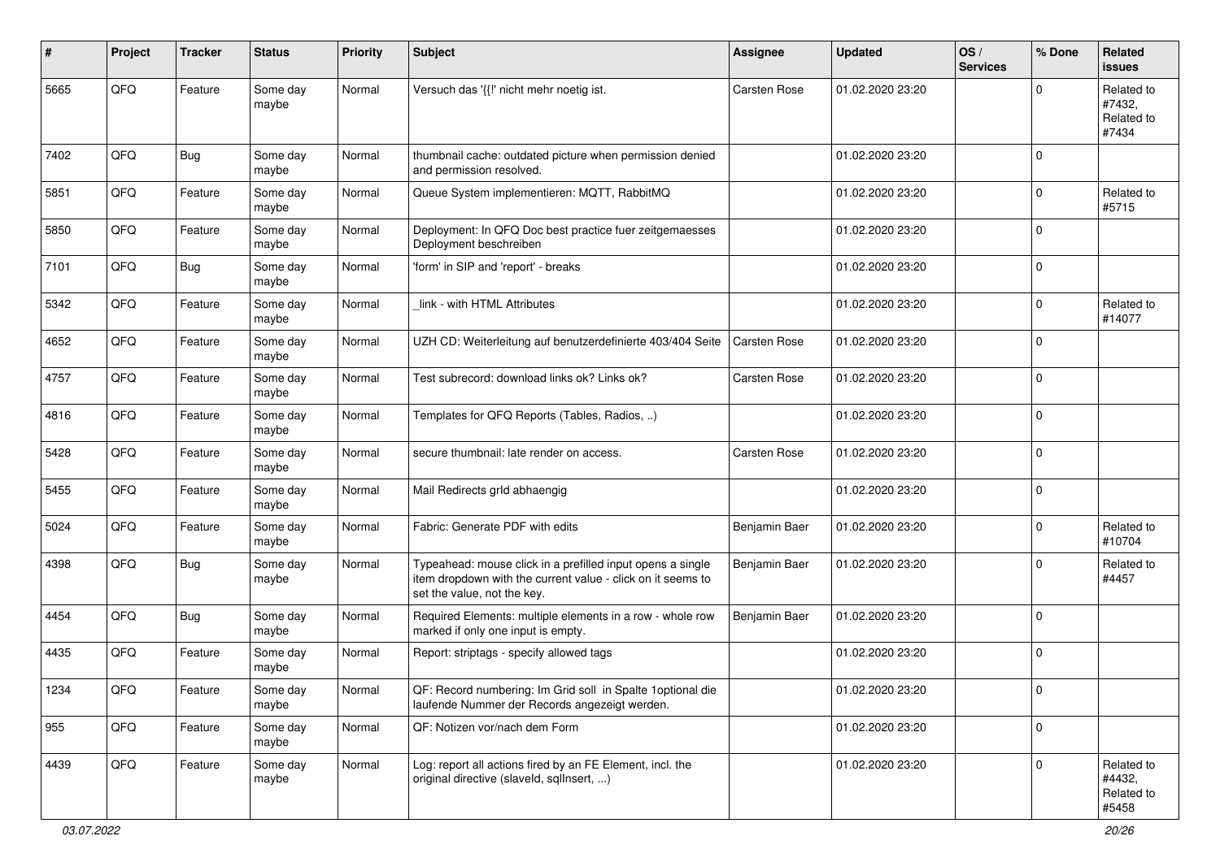| # | Project | Tracker | Status | Priority | Subject | Assignee | Updated | OS / Services | % Done | Related issues |
|---|---|---|---|---|---|---|---|---|---|---|
| 5665 | QFQ | Feature | Some day maybe | Normal | Versuch das '{{!' nicht mehr noetig ist. | Carsten Rose | 01.02.2020 23:20 | | 0 | Related to #7432, Related to #7434 |
| 7402 | QFQ | Bug | Some day maybe | Normal | thumbnail cache: outdated picture when permission denied and permission resolved. | | 01.02.2020 23:20 | | 0 | |
| 5851 | QFQ | Feature | Some day maybe | Normal | Queue System implementieren: MQTT, RabbitMQ | | 01.02.2020 23:20 | | 0 | Related to #5715 |
| 5850 | QFQ | Feature | Some day maybe | Normal | Deployment: In QFQ Doc best practice fuer zeitgemaesses Deployment beschreiben | | 01.02.2020 23:20 | | 0 | |
| 7101 | QFQ | Bug | Some day maybe | Normal | 'form' in SIP and 'report' - breaks | | 01.02.2020 23:20 | | 0 | |
| 5342 | QFQ | Feature | Some day maybe | Normal | _link - with HTML Attributes | | 01.02.2020 23:20 | | 0 | Related to #14077 |
| 4652 | QFQ | Feature | Some day maybe | Normal | UZH CD: Weiterleitung auf benutzerdefinierte 403/404 Seite | Carsten Rose | 01.02.2020 23:20 | | 0 | |
| 4757 | QFQ | Feature | Some day maybe | Normal | Test subrecord: download links ok? Links ok? | Carsten Rose | 01.02.2020 23:20 | | 0 | |
| 4816 | QFQ | Feature | Some day maybe | Normal | Templates for QFQ Reports (Tables, Radios, ..) | | 01.02.2020 23:20 | | 0 | |
| 5428 | QFQ | Feature | Some day maybe | Normal | secure thumbnail: late render on access. | Carsten Rose | 01.02.2020 23:20 | | 0 | |
| 5455 | QFQ | Feature | Some day maybe | Normal | Mail Redirects grId abhaengig | | 01.02.2020 23:20 | | 0 | |
| 5024 | QFQ | Feature | Some day maybe | Normal | Fabric: Generate PDF with edits | Benjamin Baer | 01.02.2020 23:20 | | 0 | Related to #10704 |
| 4398 | QFQ | Bug | Some day maybe | Normal | Typeahead: mouse click in a prefilled input opens a single item dropdown with the current value - click on it seems to set the value, not the key. | Benjamin Baer | 01.02.2020 23:20 | | 0 | Related to #4457 |
| 4454 | QFQ | Bug | Some day maybe | Normal | Required Elements: multiple elements in a row - whole row marked if only one input is empty. | Benjamin Baer | 01.02.2020 23:20 | | 0 | |
| 4435 | QFQ | Feature | Some day maybe | Normal | Report: striptags - specify allowed tags | | 01.02.2020 23:20 | | 0 | |
| 1234 | QFQ | Feature | Some day maybe | Normal | QF: Record numbering: Im Grid soll in Spalte 1optional die laufende Nummer der Records angezeigt werden. | | 01.02.2020 23:20 | | 0 | |
| 955 | QFQ | Feature | Some day maybe | Normal | QF: Notizen vor/nach dem Form | | 01.02.2020 23:20 | | 0 | |
| 4439 | QFQ | Feature | Some day maybe | Normal | Log: report all actions fired by an FE Element, incl. the original directive (slaveId, sqlInsert, ...) | | 01.02.2020 23:20 | | 0 | Related to #4432, Related to #5458 |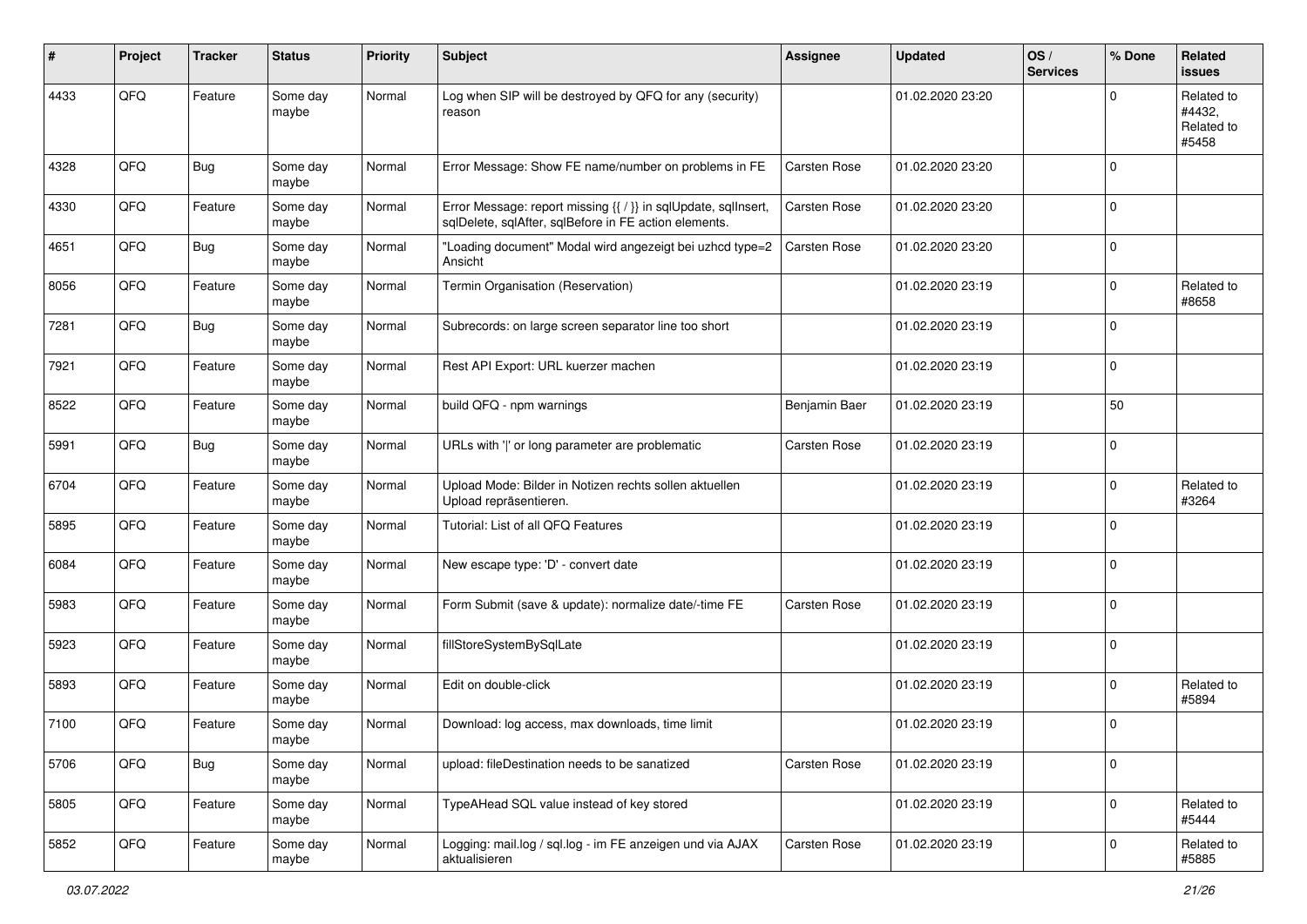| # | Project | Tracker | Status | Priority | Subject | Assignee | Updated | OS / Services | % Done | Related issues |
|---|---|---|---|---|---|---|---|---|---|---|
| 4433 | QFQ | Feature | Some day maybe | Normal | Log when SIP will be destroyed by QFQ for any (security) reason | | 01.02.2020 23:20 | | 0 | Related to #4432, Related to #5458 |
| 4328 | QFQ | Bug | Some day maybe | Normal | Error Message: Show FE name/number on problems in FE | Carsten Rose | 01.02.2020 23:20 | | 0 | |
| 4330 | QFQ | Feature | Some day maybe | Normal | Error Message: report missing {{ / }} in sqlUpdate, sqlInsert, sqlDelete, sqlAfter, sqlBefore in FE action elements. | Carsten Rose | 01.02.2020 23:20 | | 0 | |
| 4651 | QFQ | Bug | Some day maybe | Normal | "Loading document" Modal wird angezeigt bei uzhcd type=2 Ansicht | Carsten Rose | 01.02.2020 23:20 | | 0 | |
| 8056 | QFQ | Feature | Some day maybe | Normal | Termin Organisation (Reservation) | | 01.02.2020 23:19 | | 0 | Related to #8658 |
| 7281 | QFQ | Bug | Some day maybe | Normal | Subrecords: on large screen separator line too short | | 01.02.2020 23:19 | | 0 | |
| 7921 | QFQ | Feature | Some day maybe | Normal | Rest API Export: URL kuerzer machen | | 01.02.2020 23:19 | | 0 | |
| 8522 | QFQ | Feature | Some day maybe | Normal | build QFQ - npm warnings | Benjamin Baer | 01.02.2020 23:19 | | 50 | |
| 5991 | QFQ | Bug | Some day maybe | Normal | URLs with '\|' or long parameter are problematic | Carsten Rose | 01.02.2020 23:19 | | 0 | |
| 6704 | QFQ | Feature | Some day maybe | Normal | Upload Mode: Bilder in Notizen rechts sollen aktuellen Upload repräsentieren. | | 01.02.2020 23:19 | | 0 | Related to #3264 |
| 5895 | QFQ | Feature | Some day maybe | Normal | Tutorial: List of all QFQ Features | | 01.02.2020 23:19 | | 0 | |
| 6084 | QFQ | Feature | Some day maybe | Normal | New escape type: 'D' - convert date | | 01.02.2020 23:19 | | 0 | |
| 5983 | QFQ | Feature | Some day maybe | Normal | Form Submit (save & update): normalize date/-time FE | Carsten Rose | 01.02.2020 23:19 | | 0 | |
| 5923 | QFQ | Feature | Some day maybe | Normal | fillStoreSystemBySqlLate | | 01.02.2020 23:19 | | 0 | |
| 5893 | QFQ | Feature | Some day maybe | Normal | Edit on double-click | | 01.02.2020 23:19 | | 0 | Related to #5894 |
| 7100 | QFQ | Feature | Some day maybe | Normal | Download: log access, max downloads, time limit | | 01.02.2020 23:19 | | 0 | |
| 5706 | QFQ | Bug | Some day maybe | Normal | upload: fileDestination needs to be sanatized | Carsten Rose | 01.02.2020 23:19 | | 0 | |
| 5805 | QFQ | Feature | Some day maybe | Normal | TypeAHead SQL value instead of key stored | | 01.02.2020 23:19 | | 0 | Related to #5444 |
| 5852 | QFQ | Feature | Some day maybe | Normal | Logging: mail.log / sql.log - im FE anzeigen und via AJAX aktualisieren | Carsten Rose | 01.02.2020 23:19 | | 0 | Related to #5885 |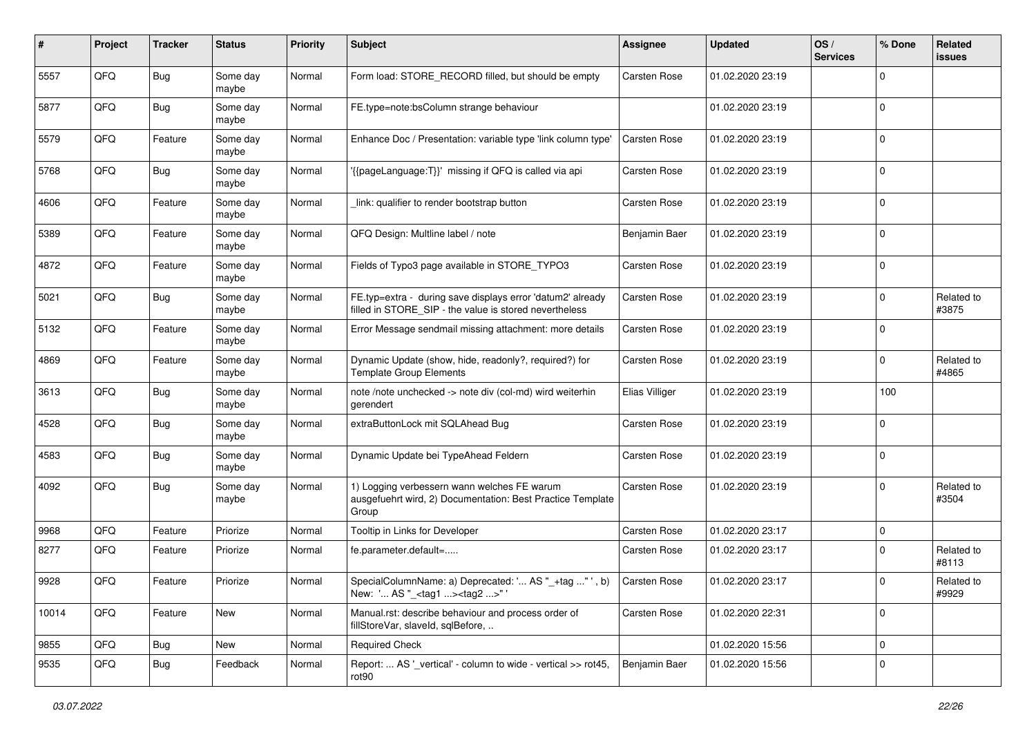| # | Project | Tracker | Status | Priority | Subject | Assignee | Updated | OS / Services | % Done | Related issues |
|---|---|---|---|---|---|---|---|---|---|---|
| 5557 | QFQ | Bug | Some day maybe | Normal | Form load: STORE_RECORD filled, but should be empty | Carsten Rose | 01.02.2020 23:19 | | 0 | |
| 5877 | QFQ | Bug | Some day maybe | Normal | FE.type=note:bsColumn strange behaviour | | 01.02.2020 23:19 | | 0 | |
| 5579 | QFQ | Feature | Some day maybe | Normal | Enhance Doc / Presentation: variable type 'link column type' | Carsten Rose | 01.02.2020 23:19 | | 0 | |
| 5768 | QFQ | Bug | Some day maybe | Normal | '{{pageLanguage:T}}' missing if QFQ is called via api | Carsten Rose | 01.02.2020 23:19 | | 0 | |
| 4606 | QFQ | Feature | Some day maybe | Normal | _link: qualifier to render bootstrap button | Carsten Rose | 01.02.2020 23:19 | | 0 | |
| 5389 | QFQ | Feature | Some day maybe | Normal | QFQ Design: Multline label / note | Benjamin Baer | 01.02.2020 23:19 | | 0 | |
| 4872 | QFQ | Feature | Some day maybe | Normal | Fields of Typo3 page available in STORE_TYPO3 | Carsten Rose | 01.02.2020 23:19 | | 0 | |
| 5021 | QFQ | Bug | Some day maybe | Normal | FE.typ=extra - during save displays error 'datum2' already filled in STORE_SIP - the value is stored nevertheless | Carsten Rose | 01.02.2020 23:19 | | 0 | Related to #3875 |
| 5132 | QFQ | Feature | Some day maybe | Normal | Error Message sendmail missing attachment: more details | Carsten Rose | 01.02.2020 23:19 | | 0 | |
| 4869 | QFQ | Feature | Some day maybe | Normal | Dynamic Update (show, hide, readonly?, required?) for Template Group Elements | Carsten Rose | 01.02.2020 23:19 | | 0 | Related to #4865 |
| 3613 | QFQ | Bug | Some day maybe | Normal | note /note unchecked -> note div (col-md) wird weiterhin gerendert | Elias Villiger | 01.02.2020 23:19 | | 100 | |
| 4528 | QFQ | Bug | Some day maybe | Normal | extraButtonLock mit SQLAhead Bug | Carsten Rose | 01.02.2020 23:19 | | 0 | |
| 4583 | QFQ | Bug | Some day maybe | Normal | Dynamic Update bei TypeAhead Feldern | Carsten Rose | 01.02.2020 23:19 | | 0 | |
| 4092 | QFQ | Bug | Some day maybe | Normal | 1) Logging verbessern wann welches FE warum ausgefuehrt wird, 2) Documentation: Best Practice Template Group | Carsten Rose | 01.02.2020 23:19 | | 0 | Related to #3504 |
| 9968 | QFQ | Feature | Priorize | Normal | Tooltip in Links for Developer | Carsten Rose | 01.02.2020 23:17 | | 0 | |
| 8277 | QFQ | Feature | Priorize | Normal | fe.parameter.default=..... | Carsten Rose | 01.02.2020 23:17 | | 0 | Related to #8113 |
| 9928 | QFQ | Feature | Priorize | Normal | SpecialColumnName: a) Deprecated: '... AS "_+tag ..." ', b) New: '... AS "_<tag1 ...><tag2 ...>" ' | Carsten Rose | 01.02.2020 23:17 | | 0 | Related to #9929 |
| 10014 | QFQ | Feature | New | Normal | Manual.rst: describe behaviour and process order of fillStoreVar, slaveId, sqlBefore, .. | Carsten Rose | 01.02.2020 22:31 | | 0 | |
| 9855 | QFQ | Bug | New | Normal | Required Check | | 01.02.2020 15:56 | | 0 | |
| 9535 | QFQ | Bug | Feedback | Normal | Report: ... AS '_vertical' - column to wide - vertical >> rot45, rot90 | Benjamin Baer | 01.02.2020 15:56 | | 0 | |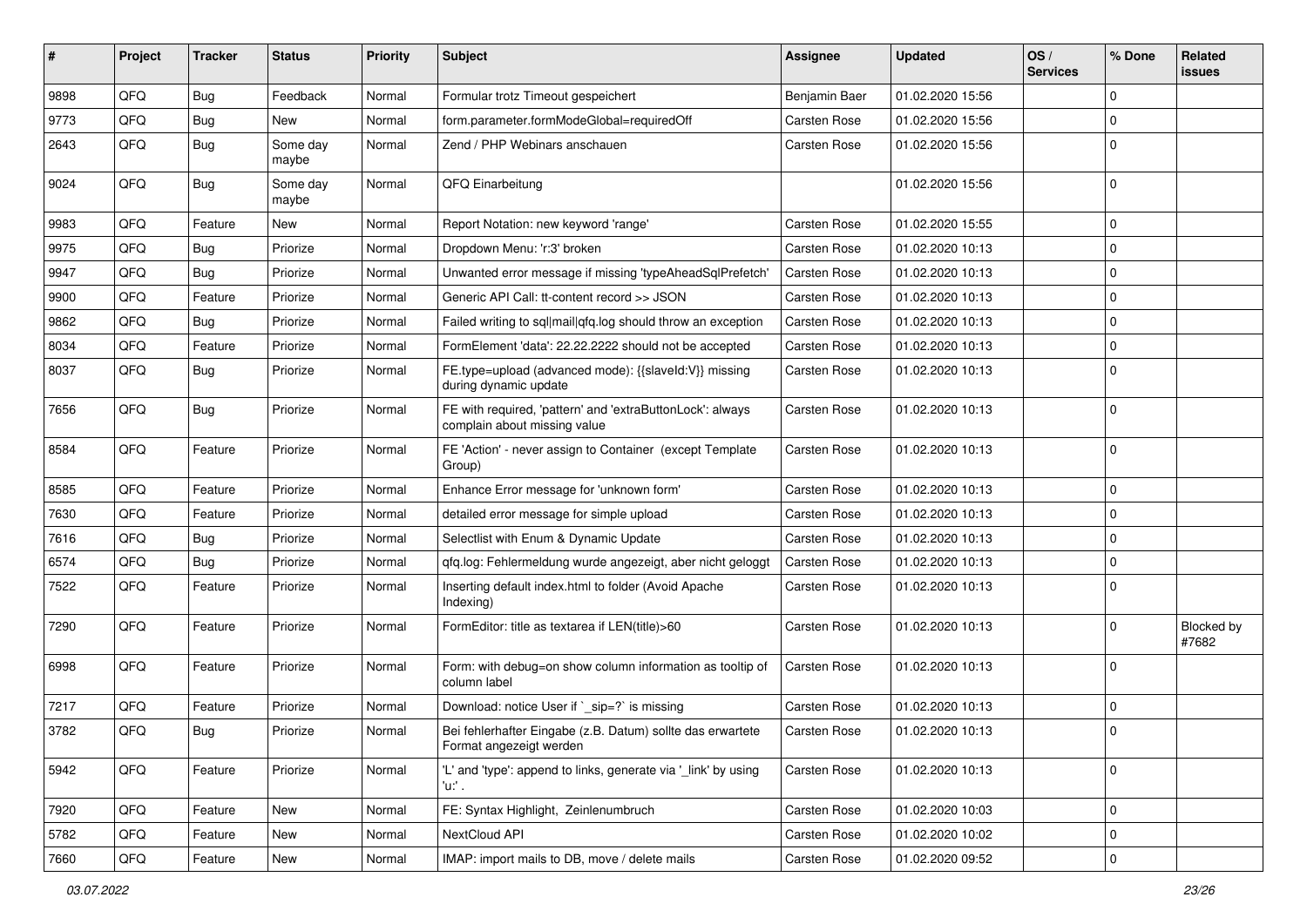| # | Project | Tracker | Status | Priority | Subject | Assignee | Updated | OS / Services | % Done | Related issues |
|---|---|---|---|---|---|---|---|---|---|---|
| 9898 | QFQ | Bug | Feedback | Normal | Formular trotz Timeout gespeichert | Benjamin Baer | 01.02.2020 15:56 | | 0 | |
| 9773 | QFQ | Bug | New | Normal | form.parameter.formModeGlobal=requiredOff | Carsten Rose | 01.02.2020 15:56 | | 0 | |
| 2643 | QFQ | Bug | Some day maybe | Normal | Zend / PHP Webinars anschauen | Carsten Rose | 01.02.2020 15:56 | | 0 | |
| 9024 | QFQ | Bug | Some day maybe | Normal | QFQ Einarbeitung | | 01.02.2020 15:56 | | 0 | |
| 9983 | QFQ | Feature | New | Normal | Report Notation: new keyword 'range' | Carsten Rose | 01.02.2020 15:55 | | 0 | |
| 9975 | QFQ | Bug | Priorize | Normal | Dropdown Menu: 'r:3' broken | Carsten Rose | 01.02.2020 10:13 | | 0 | |
| 9947 | QFQ | Bug | Priorize | Normal | Unwanted error message if missing 'typeAheadSqlPrefetch' | Carsten Rose | 01.02.2020 10:13 | | 0 | |
| 9900 | QFQ | Feature | Priorize | Normal | Generic API Call: tt-content record >> JSON | Carsten Rose | 01.02.2020 10:13 | | 0 | |
| 9862 | QFQ | Bug | Priorize | Normal | Failed writing to sql\|mail\|qfq.log should throw an exception | Carsten Rose | 01.02.2020 10:13 | | 0 | |
| 8034 | QFQ | Feature | Priorize | Normal | FormElement 'data': 22.22.2222 should not be accepted | Carsten Rose | 01.02.2020 10:13 | | 0 | |
| 8037 | QFQ | Bug | Priorize | Normal | FE.type=upload (advanced mode): {{slaveId:V}} missing during dynamic update | Carsten Rose | 01.02.2020 10:13 | | 0 | |
| 7656 | QFQ | Bug | Priorize | Normal | FE with required, 'pattern' and 'extraButtonLock': always complain about missing value | Carsten Rose | 01.02.2020 10:13 | | 0 | |
| 8584 | QFQ | Feature | Priorize | Normal | FE 'Action' - never assign to Container (except Template Group) | Carsten Rose | 01.02.2020 10:13 | | 0 | |
| 8585 | QFQ | Feature | Priorize | Normal | Enhance Error message for 'unknown form' | Carsten Rose | 01.02.2020 10:13 | | 0 | |
| 7630 | QFQ | Feature | Priorize | Normal | detailed error message for simple upload | Carsten Rose | 01.02.2020 10:13 | | 0 | |
| 7616 | QFQ | Bug | Priorize | Normal | Selectlist with Enum & Dynamic Update | Carsten Rose | 01.02.2020 10:13 | | 0 | |
| 6574 | QFQ | Bug | Priorize | Normal | qfq.log: Fehlermeldung wurde angezeigt, aber nicht geloggt | Carsten Rose | 01.02.2020 10:13 | | 0 | |
| 7522 | QFQ | Feature | Priorize | Normal | Inserting default index.html to folder (Avoid Apache Indexing) | Carsten Rose | 01.02.2020 10:13 | | 0 | |
| 7290 | QFQ | Feature | Priorize | Normal | FormEditor: title as textarea if LEN(title)>60 | Carsten Rose | 01.02.2020 10:13 | | 0 | Blocked by #7682 |
| 6998 | QFQ | Feature | Priorize | Normal | Form: with debug=on show column information as tooltip of column label | Carsten Rose | 01.02.2020 10:13 | | 0 | |
| 7217 | QFQ | Feature | Priorize | Normal | Download: notice User if `_sip=?` is missing | Carsten Rose | 01.02.2020 10:13 | | 0 | |
| 3782 | QFQ | Bug | Priorize | Normal | Bei fehlerhafter Eingabe (z.B. Datum) sollte das erwartete Format angezeigt werden | Carsten Rose | 01.02.2020 10:13 | | 0 | |
| 5942 | QFQ | Feature | Priorize | Normal | 'L' and 'type': append to links, generate via '_link' by using 'u:' . | Carsten Rose | 01.02.2020 10:13 | | 0 | |
| 7920 | QFQ | Feature | New | Normal | FE: Syntax Highlight, Zeilenumbruch | Carsten Rose | 01.02.2020 10:03 | | 0 | |
| 5782 | QFQ | Feature | New | Normal | NextCloud API | Carsten Rose | 01.02.2020 10:02 | | 0 | |
| 7660 | QFQ | Feature | New | Normal | IMAP: import mails to DB, move / delete mails | Carsten Rose | 01.02.2020 09:52 | | 0 | |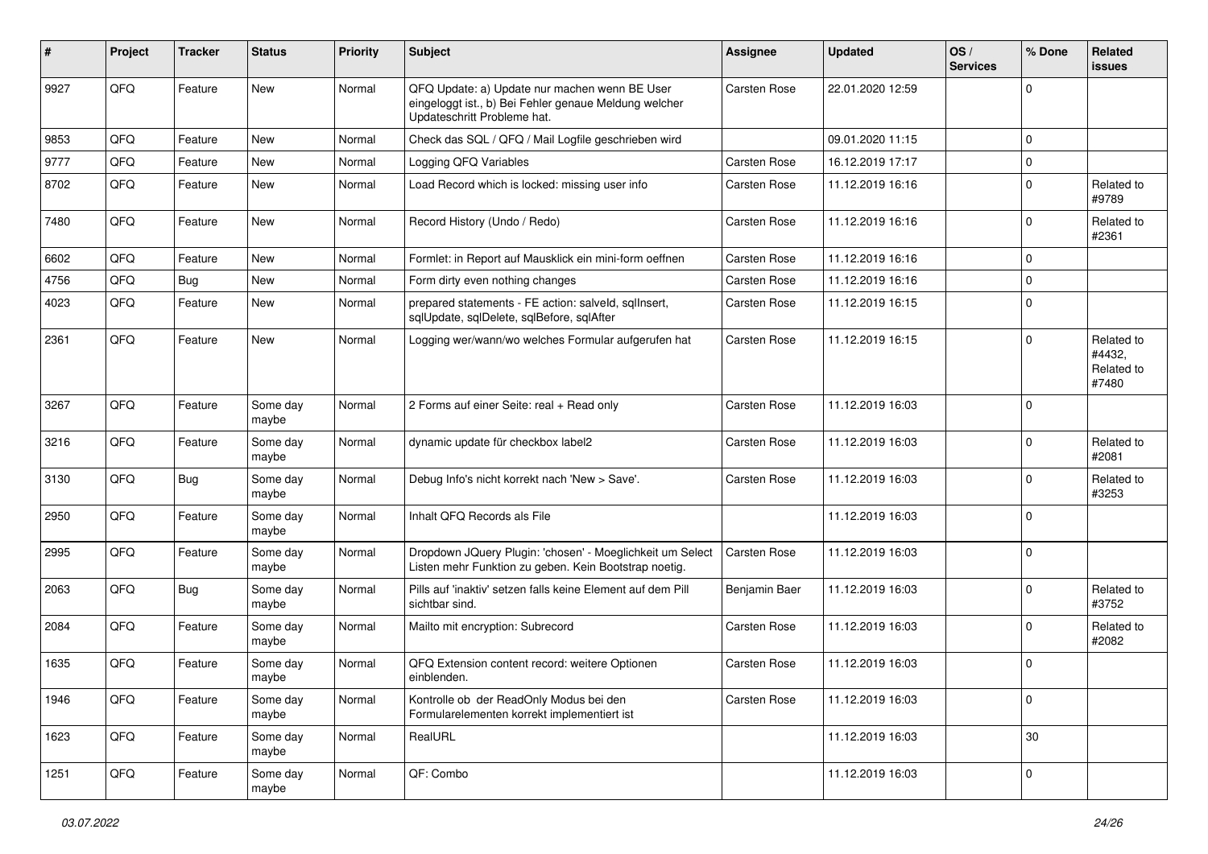| # | Project | Tracker | Status | Priority | Subject | Assignee | Updated | OS / Services | % Done | Related issues |
|---|---|---|---|---|---|---|---|---|---|---|
| 9927 | QFQ | Feature | New | Normal | QFQ Update: a) Update nur machen wenn BE User eingeloggt ist., b) Bei Fehler genaue Meldung welcher Updateschritt Probleme hat. | Carsten Rose | 22.01.2020 12:59 | | 0 | |
| 9853 | QFQ | Feature | New | Normal | Check das SQL / QFQ / Mail Logfile geschrieben wird | | 09.01.2020 11:15 | | 0 | |
| 9777 | QFQ | Feature | New | Normal | Logging QFQ Variables | Carsten Rose | 16.12.2019 17:17 | | 0 | |
| 8702 | QFQ | Feature | New | Normal | Load Record which is locked: missing user info | Carsten Rose | 11.12.2019 16:16 | | 0 | Related to #9789 |
| 7480 | QFQ | Feature | New | Normal | Record History (Undo / Redo) | Carsten Rose | 11.12.2019 16:16 | | 0 | Related to #2361 |
| 6602 | QFQ | Feature | New | Normal | Formlet: in Report auf Mausklick ein mini-form oeffnen | Carsten Rose | 11.12.2019 16:16 | | 0 | |
| 4756 | QFQ | Bug | New | Normal | Form dirty even nothing changes | Carsten Rose | 11.12.2019 16:16 | | 0 | |
| 4023 | QFQ | Feature | New | Normal | prepared statements - FE action: salveld, sqlInsert, sqlUpdate, sqlDelete, sqlBefore, sqlAfter | Carsten Rose | 11.12.2019 16:15 | | 0 | |
| 2361 | QFQ | Feature | New | Normal | Logging wer/wann/wo welches Formular aufgerufen hat | Carsten Rose | 11.12.2019 16:15 | | 0 | Related to #4432, Related to #7480 |
| 3267 | QFQ | Feature | Some day maybe | Normal | 2 Forms auf einer Seite: real + Read only | Carsten Rose | 11.12.2019 16:03 | | 0 | |
| 3216 | QFQ | Feature | Some day maybe | Normal | dynamic update für checkbox label2 | Carsten Rose | 11.12.2019 16:03 | | 0 | Related to #2081 |
| 3130 | QFQ | Bug | Some day maybe | Normal | Debug Info's nicht korrekt nach 'New > Save'. | Carsten Rose | 11.12.2019 16:03 | | 0 | Related to #3253 |
| 2950 | QFQ | Feature | Some day maybe | Normal | Inhalt QFQ Records als File | | 11.12.2019 16:03 | | 0 | |
| 2995 | QFQ | Feature | Some day maybe | Normal | Dropdown JQuery Plugin: 'chosen' - Moeglichkeit um Select Listen mehr Funktion zu geben. Kein Bootstrap noetig. | Carsten Rose | 11.12.2019 16:03 | | 0 | |
| 2063 | QFQ | Bug | Some day maybe | Normal | Pills auf 'inaktiv' setzen falls keine Element auf dem Pill sichtbar sind. | Benjamin Baer | 11.12.2019 16:03 | | 0 | Related to #3752 |
| 2084 | QFQ | Feature | Some day maybe | Normal | Mailto mit encryption: Subrecord | Carsten Rose | 11.12.2019 16:03 | | 0 | Related to #2082 |
| 1635 | QFQ | Feature | Some day maybe | Normal | QFQ Extension content record: weitere Optionen einblenden. | Carsten Rose | 11.12.2019 16:03 | | 0 | |
| 1946 | QFQ | Feature | Some day maybe | Normal | Kontrolle ob der ReadOnly Modus bei den Formularelementen korrekt implementiert ist | Carsten Rose | 11.12.2019 16:03 | | 0 | |
| 1623 | QFQ | Feature | Some day maybe | Normal | RealURL | | 11.12.2019 16:03 | | 30 | |
| 1251 | QFQ | Feature | Some day maybe | Normal | QF: Combo | | 11.12.2019 16:03 | | 0 | |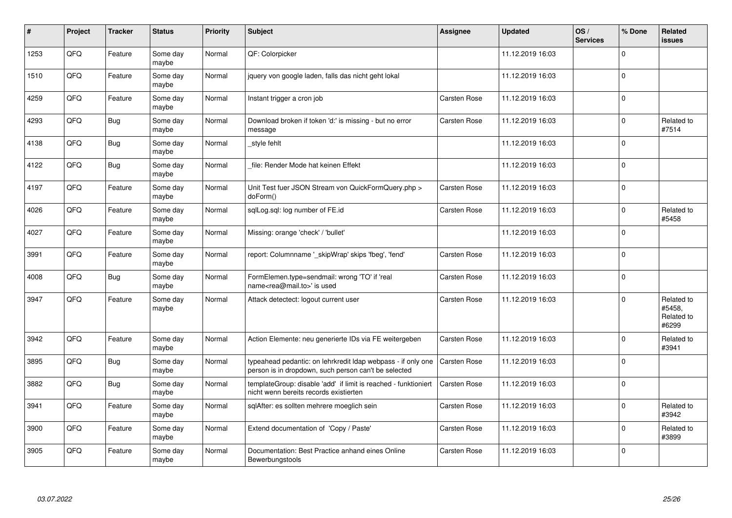| # | Project | Tracker | Status | Priority | Subject | Assignee | Updated | OS / Services | % Done | Related issues |
|---|---|---|---|---|---|---|---|---|---|---|
| 1253 | QFQ | Feature | Some day maybe | Normal | QF: Colorpicker | | 11.12.2019 16:03 | | 0 | |
| 1510 | QFQ | Feature | Some day maybe | Normal | jquery von google laden, falls das nicht geht lokal | | 11.12.2019 16:03 | | 0 | |
| 4259 | QFQ | Feature | Some day maybe | Normal | Instant trigger a cron job | Carsten Rose | 11.12.2019 16:03 | | 0 | |
| 4293 | QFQ | Bug | Some day maybe | Normal | Download broken if token 'd:' is missing - but no error message | Carsten Rose | 11.12.2019 16:03 | | 0 | Related to #7514 |
| 4138 | QFQ | Bug | Some day maybe | Normal | _style fehlt | | 11.12.2019 16:03 | | 0 | |
| 4122 | QFQ | Bug | Some day maybe | Normal | _file: Render Mode hat keinen Effekt | | 11.12.2019 16:03 | | 0 | |
| 4197 | QFQ | Feature | Some day maybe | Normal | Unit Test fuer JSON Stream von QuickFormQuery.php > doForm() | Carsten Rose | 11.12.2019 16:03 | | 0 | |
| 4026 | QFQ | Feature | Some day maybe | Normal | sqlLog.sql: log number of FE.id | Carsten Rose | 11.12.2019 16:03 | | 0 | Related to #5458 |
| 4027 | QFQ | Feature | Some day maybe | Normal | Missing: orange 'check' / 'bullet' | | 11.12.2019 16:03 | | 0 | |
| 3991 | QFQ | Feature | Some day maybe | Normal | report: Columnname '_skipWrap' skips 'fbeg', 'fend' | Carsten Rose | 11.12.2019 16:03 | | 0 | |
| 4008 | QFQ | Bug | Some day maybe | Normal | FormElemen.type=sendmail: wrong 'TO' if 'real name<rea@mail.to>' is used | Carsten Rose | 11.12.2019 16:03 | | 0 | |
| 3947 | QFQ | Feature | Some day maybe | Normal | Attack detectect: logout current user | Carsten Rose | 11.12.2019 16:03 | | 0 | Related to #5458, Related to #6299 |
| 3942 | QFQ | Feature | Some day maybe | Normal | Action Elemente: neu generierte IDs via FE weitergeben | Carsten Rose | 11.12.2019 16:03 | | 0 | Related to #3941 |
| 3895 | QFQ | Bug | Some day maybe | Normal | typeahead pedantic: on lehrkredit ldap webpass - if only one person is in dropdown, such person can't be selected | Carsten Rose | 11.12.2019 16:03 | | 0 | |
| 3882 | QFQ | Bug | Some day maybe | Normal | templateGroup: disable 'add' if limit is reached - funktioniert nicht wenn bereits records existierten | Carsten Rose | 11.12.2019 16:03 | | 0 | |
| 3941 | QFQ | Feature | Some day maybe | Normal | sqlAfter: es sollten mehrere moeglich sein | Carsten Rose | 11.12.2019 16:03 | | 0 | Related to #3942 |
| 3900 | QFQ | Feature | Some day maybe | Normal | Extend documentation of 'Copy / Paste' | Carsten Rose | 11.12.2019 16:03 | | 0 | Related to #3899 |
| 3905 | QFQ | Feature | Some day maybe | Normal | Documentation: Best Practice anhand eines Online Bewerbungstools | Carsten Rose | 11.12.2019 16:03 | | 0 | |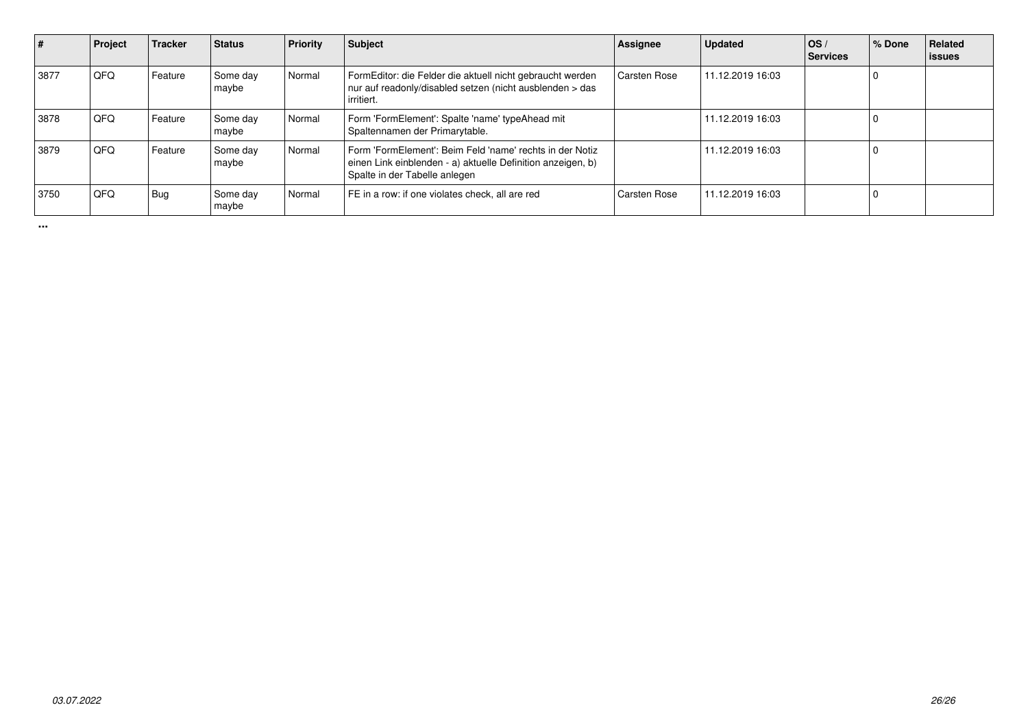| # | Project | Tracker | Status | Priority | Subject | Assignee | Updated | OS / Services | % Done | Related issues |
|---|---|---|---|---|---|---|---|---|---|---|
| 3877 | QFQ | Feature | Some day maybe | Normal | FormEditor: die Felder die aktuell nicht gebraucht werden nur auf readonly/disabled setzen (nicht ausblenden > das irritiert. | Carsten Rose | 11.12.2019 16:03 | | 0 | |
| 3878 | QFQ | Feature | Some day maybe | Normal | Form 'FormElement': Spalte 'name' typeAhead mit Spaltennamen der Primarytable. | | 11.12.2019 16:03 | | 0 | |
| 3879 | QFQ | Feature | Some day maybe | Normal | Form 'FormElement': Beim Feld 'name' rechts in der Notiz einen Link einblenden - a) aktuelle Definition anzeigen, b) Spalte in der Tabelle anlegen | | 11.12.2019 16:03 | | 0 | |
| 3750 | QFQ | Bug | Some day maybe | Normal | FE in a row: if one violates check, all are red | Carsten Rose | 11.12.2019 16:03 | | 0 | |

...